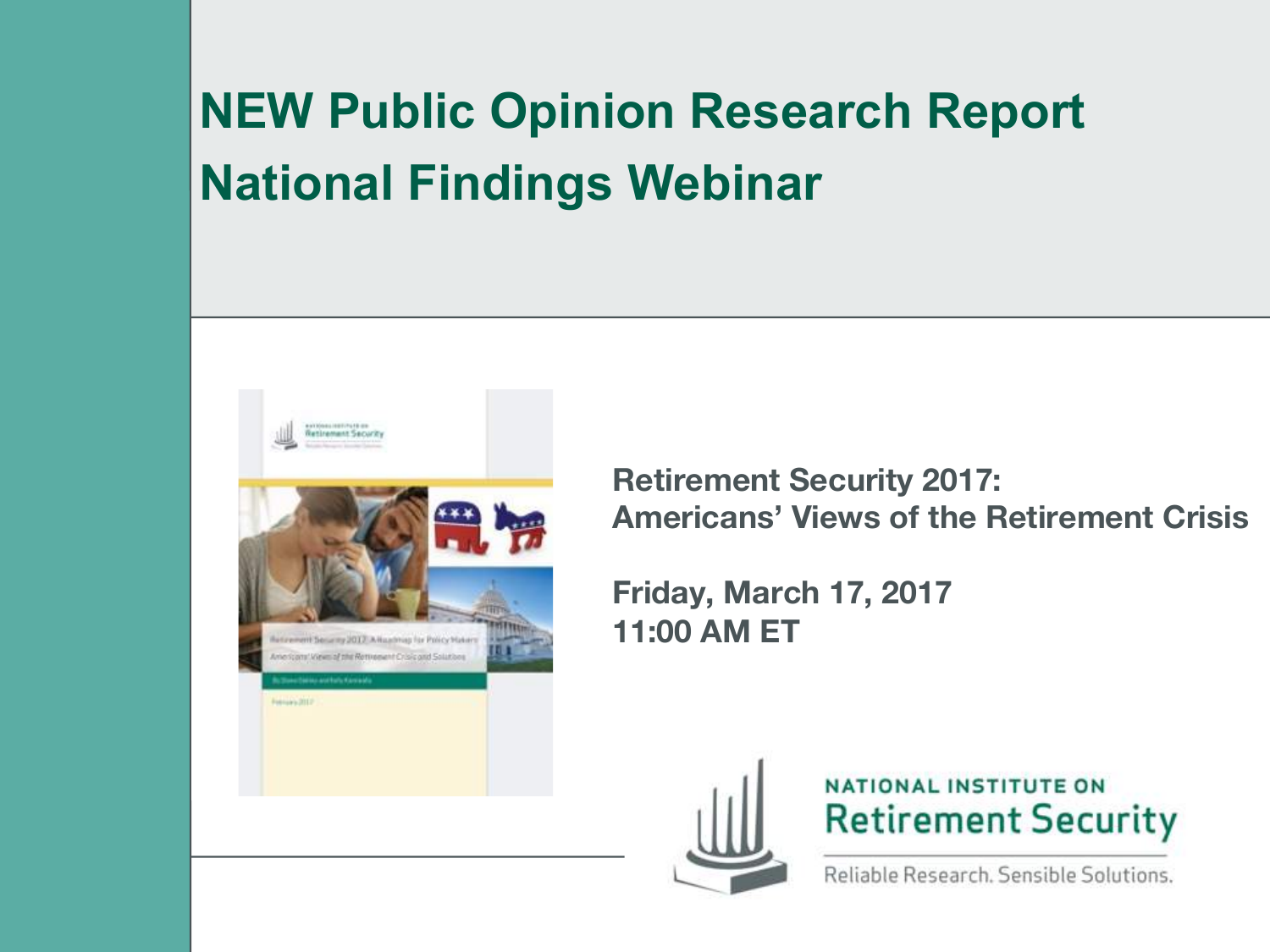# NEW Public Opinion Research Report
# National Findings Webinar

**Retirement Security 2017:**
**Americans' Views of the Retirement Crisis**

**Friday, March 17, 2017**
**11:00 AM ET**

NATIONAL INSTITUTE ON
Retirement Security

Reliable Research. Sensible Solutions.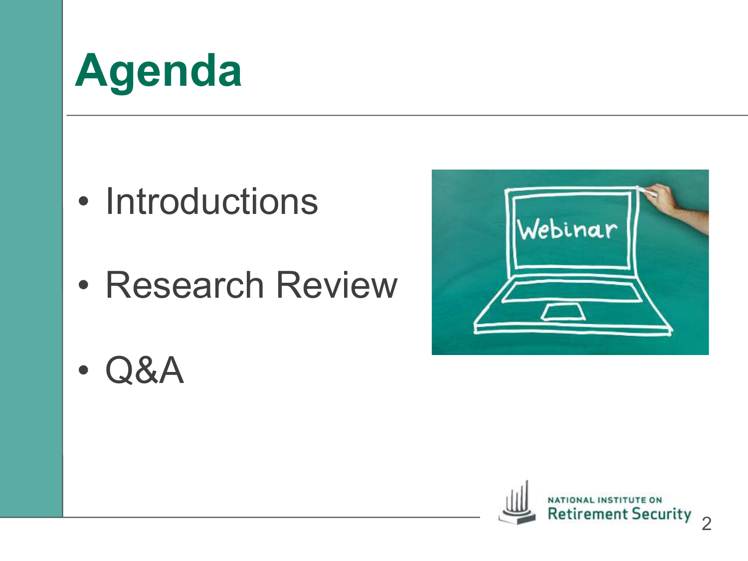# Agenda

- Introductions
- Research Review
- Q&A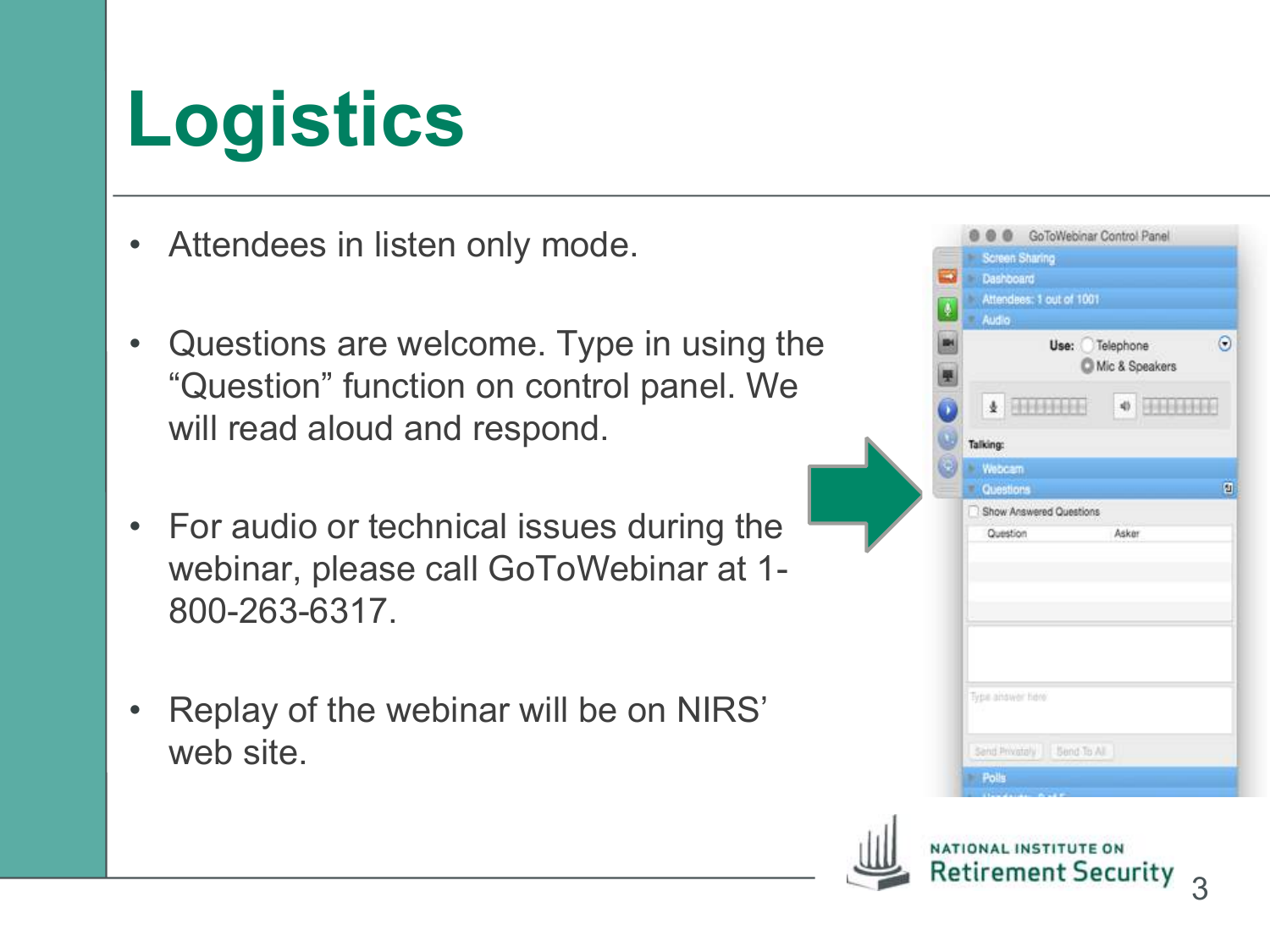# Logistics

- Attendees in listen only mode.
- Questions are welcome. Type in using the "Question" function on control panel. We will read aloud and respond.
- For audio or technical issues during the webinar, please call GoToWebinar at 1-800-263-6317.
- Replay of the webinar will be on NIRS' web site.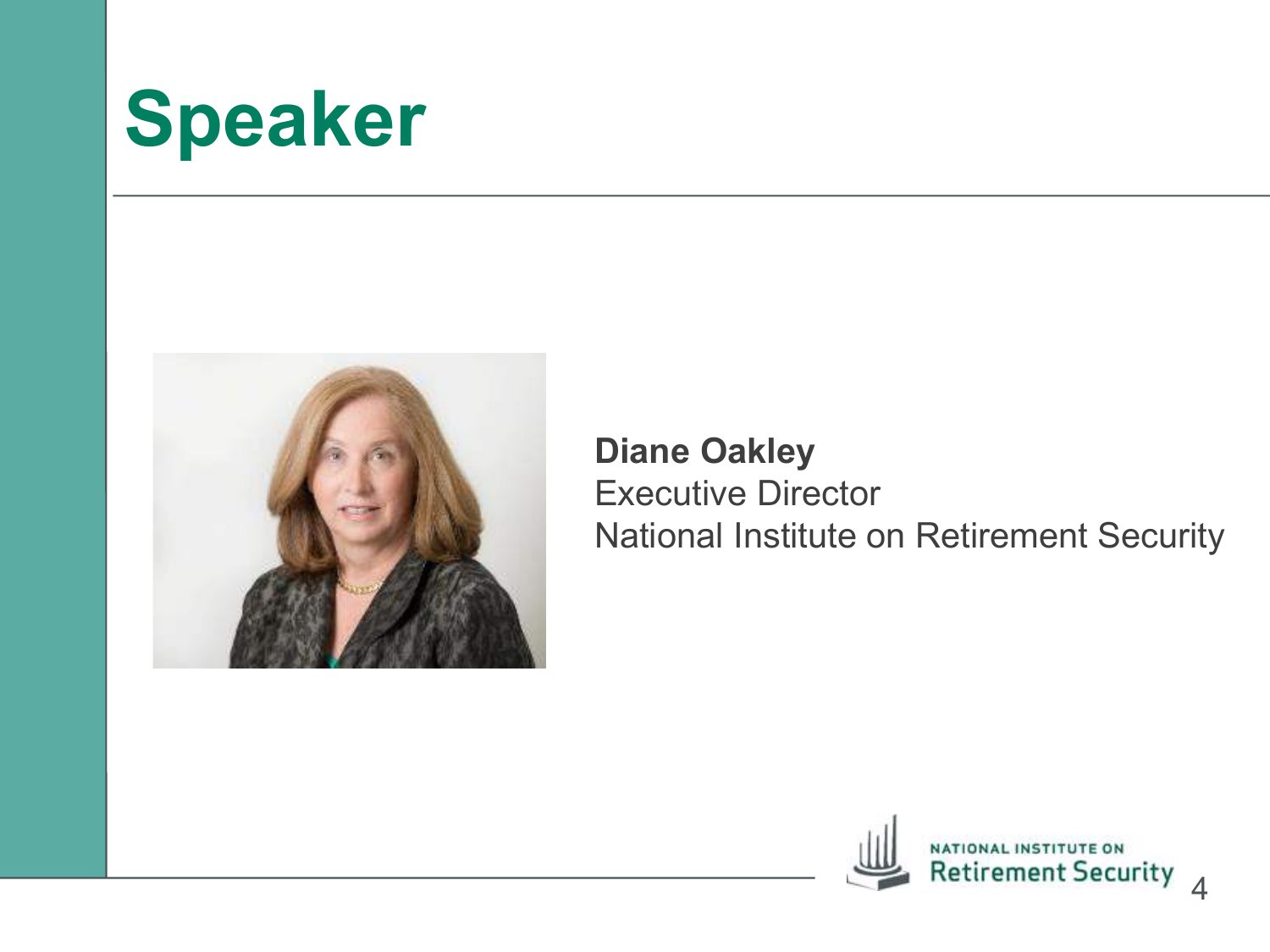# Speaker

**Diane Oakley**
Executive Director
National Institute on Retirement Security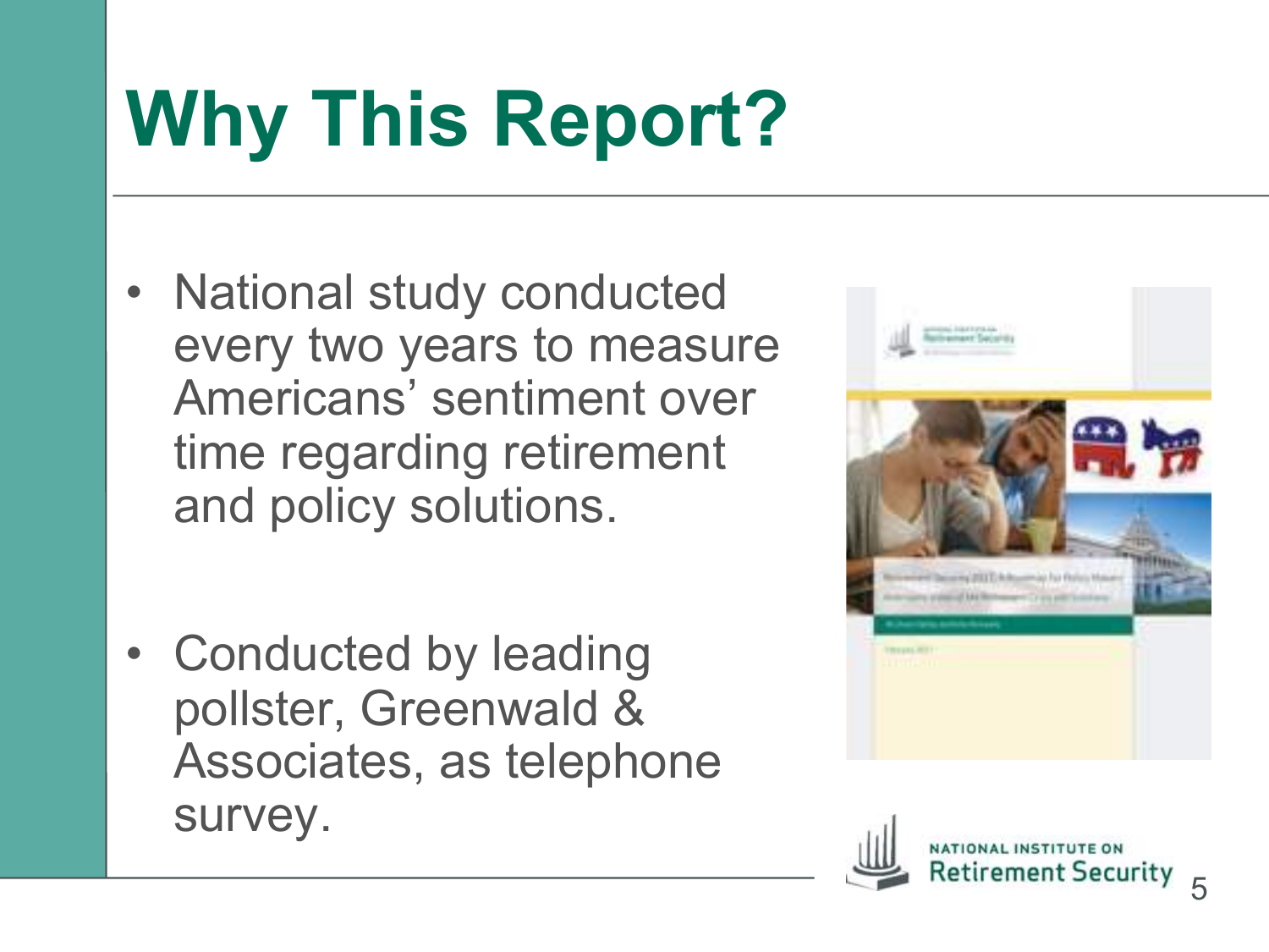# Why This Report?

- National study conducted every two years to measure Americans' sentiment over time regarding retirement and policy solutions.
- Conducted by leading pollster, Greenwald & Associates, as telephone survey.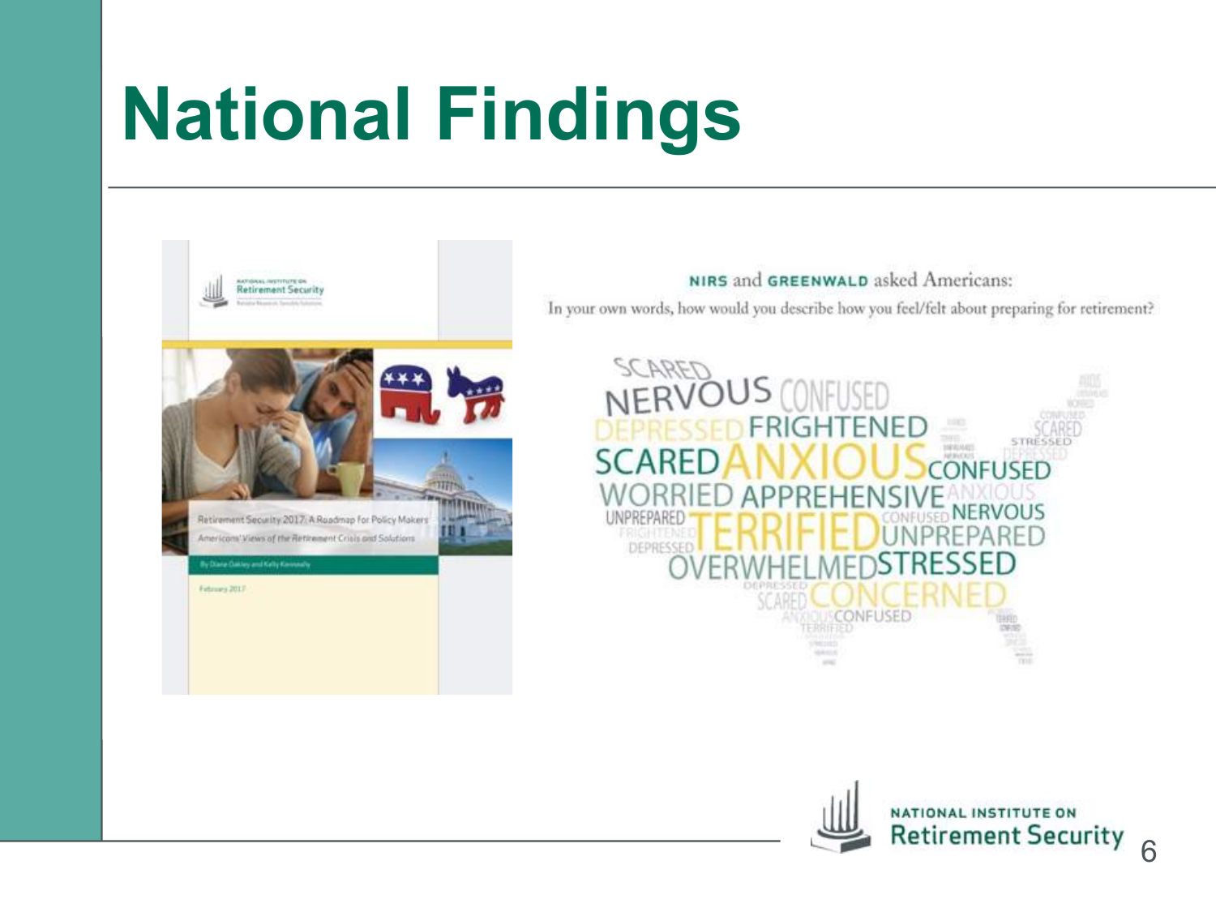# National Findings

Retirement Security 2017: A Roadmap for Policy Makers
Americans' Views of the Retirement Crisis and Solutions

By Diane Oakley and Kelly Kenneally

February 2017

NIRS and GREENWALD asked Americans:

In your own words, how would you describe how you feel/felt about preparing for retirement?

SCARED NERVOUS CONFUSED DEPRESSED FRIGHTENED SCARED ANXIOUS CONFUSED WORRIED APPREHENSIVE ANXIOUS UNPREPARED TERRIFIED CONFUSED NERVOUS FRIGHTENED UNPREPARED DEPRESSED OVERWHELMED STRESSED DEPRESSED SCARED CONCERNED ANXIOUS CONFUSED TERRIFIED SCARED STRESSED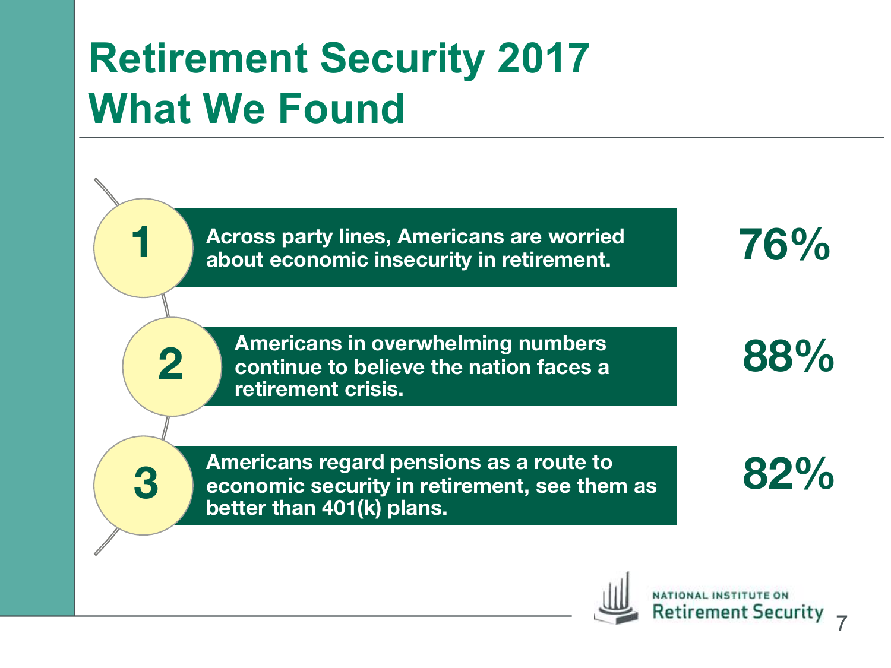# Retirement Security 2017 What We Found

1. Across party lines, Americans are worried about economic insecurity in retirement. **76%**

2. Americans in overwhelming numbers continue to believe the nation faces a retirement crisis. **88%**

3. Americans regard pensions as a route to economic security in retirement, see them as better than 401(k) plans. **82%**

NATIONAL INSTITUTE ON Retirement Security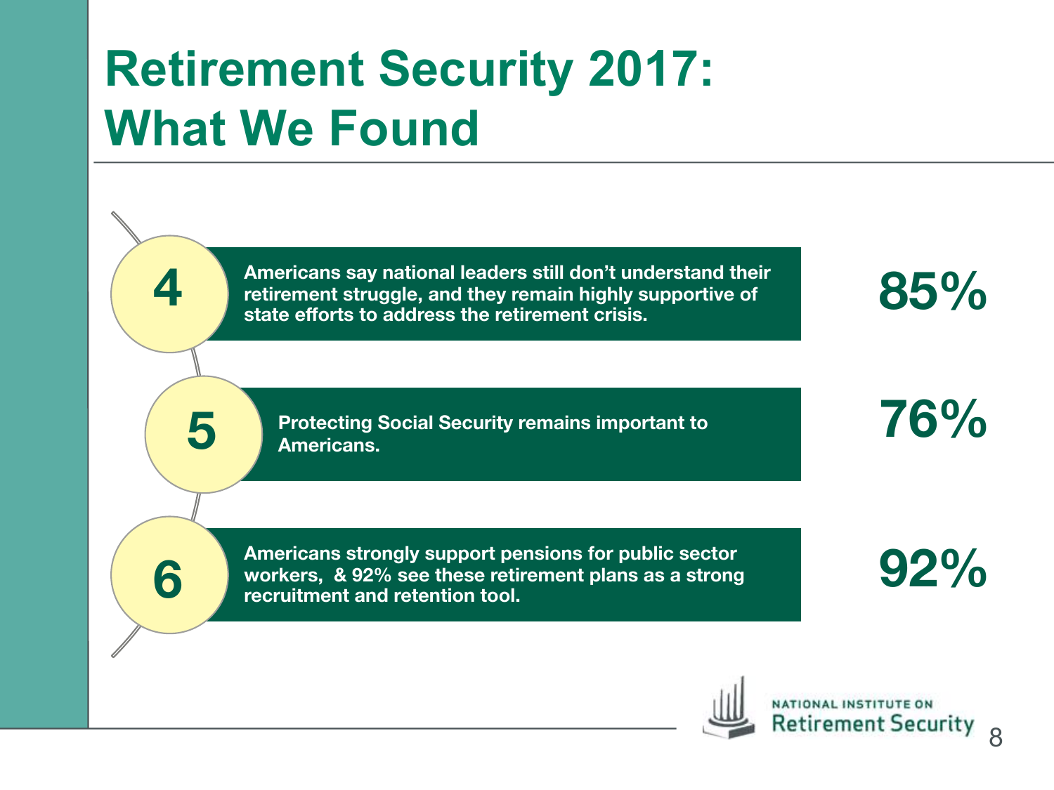# Retirement Security 2017: What We Found

**4** — Americans say national leaders still don't understand their retirement struggle, and they remain highly supportive of state efforts to address the retirement crisis. **85%**

**5** — Protecting Social Security remains important to Americans. **76%**

**6** — Americans strongly support pensions for public sector workers, & 92% see these retirement plans as a strong recruitment and retention tool. **92%**

NATIONAL INSTITUTE ON Retirement Security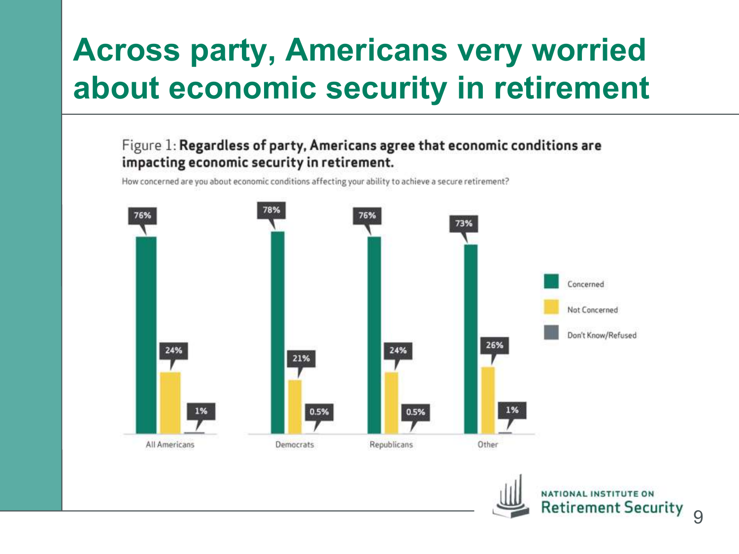# Across party, Americans very worried about economic security in retirement

Figure 1: **Regardless of party, Americans agree that economic conditions are impacting economic security in retirement.**

How concerned are you about economic conditions affecting your ability to achieve a secure retirement?

| | Concerned | Not Concerned | Don't Know/Refused |
|---|---|---|---|
| All Americans | 76% | 24% | 1% |
| Democrats | 78% | 21% | 0.5% |
| Republicans | 76% | 24% | 0.5% |
| Other | 73% | 26% | 1% |

NATIONAL INSTITUTE ON Retirement Security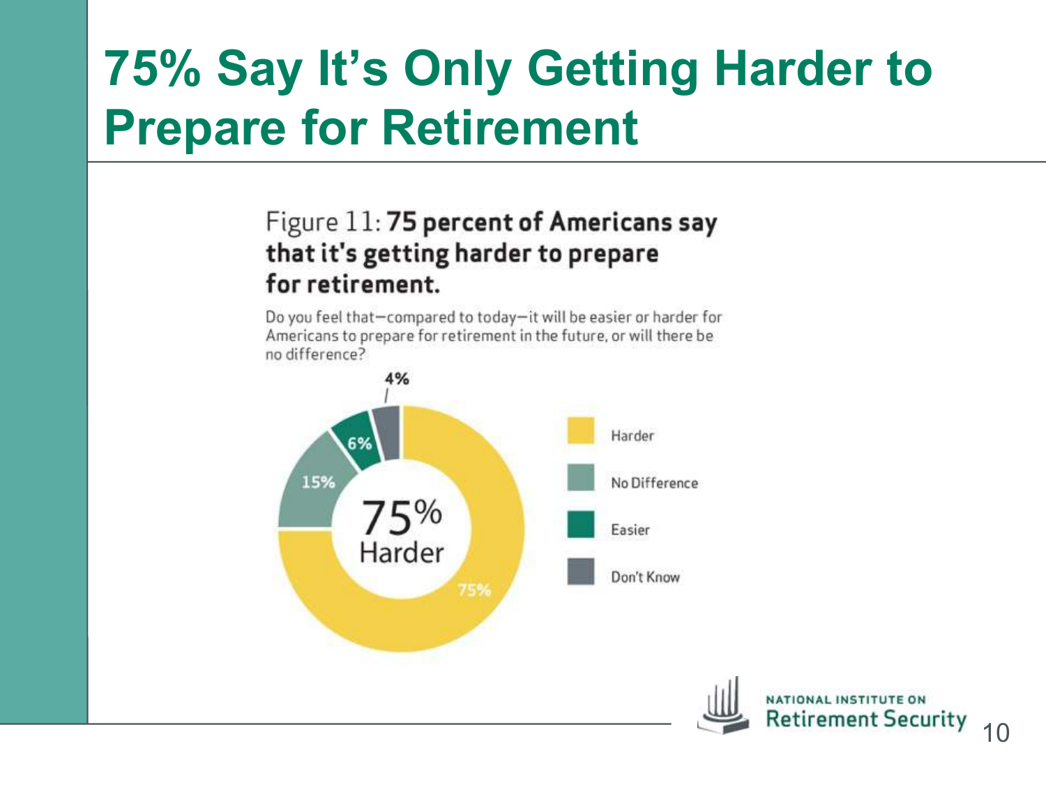# 75% Say It's Only Getting Harder to Prepare for Retirement

Figure 11: **75 percent of Americans say that it's getting harder to prepare for retirement.**

Do you feel that—compared to today—it will be easier or harder for Americans to prepare for retirement in the future, or will there be no difference?

| Response | Percent |
|---|---|
| Harder | 75% |
| No Difference | 15% |
| Easier | 6% |
| Don't Know | 4% |

75% Harder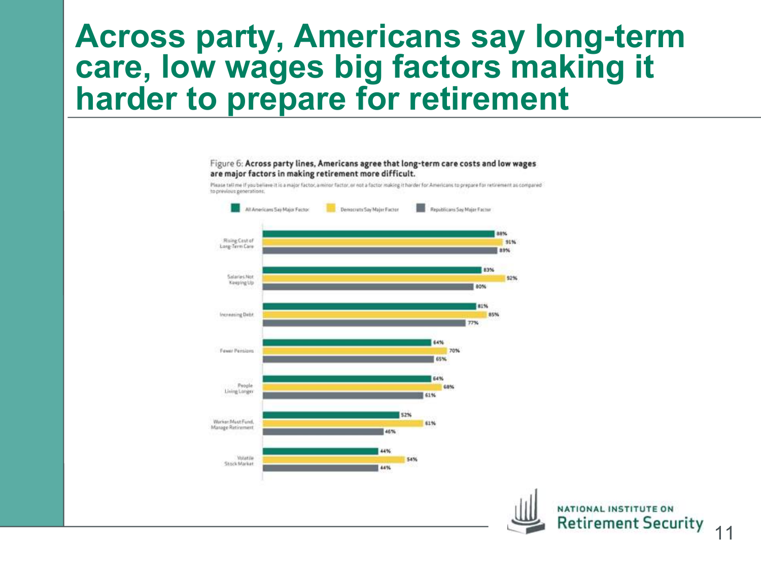# Across party, Americans say long-term care, low wages big factors making it harder to prepare for retirement

Figure 6: **Across party lines, Americans agree that long-term care costs and low wages are major factors in making retirement more difficult.**

Please tell me if you believe it is a major factor, a minor factor, or not a factor making it harder for Americans to prepare for retirement as compared to previous generations.

| | All Americans Say Major Factor | Democrats Say Major Factor | Republicans Say Major Factor |
|---|---|---|---|
| Rising Cost of Long-Term Care | 88% | 91% | 89% |
| Salaries Not Keeping Up | 83% | 92% | 80% |
| Increasing Debt | 81% | 85% | 77% |
| Fewer Pensions | 64% | 70% | 65% |
| People Living Longer | 64% | 68% | 61% |
| Worker Must Fund, Manage Retirement | 52% | 61% | 46% |
| Volatile Stock Market | 44% | 54% | 44% |

NATIONAL INSTITUTE ON Retirement Security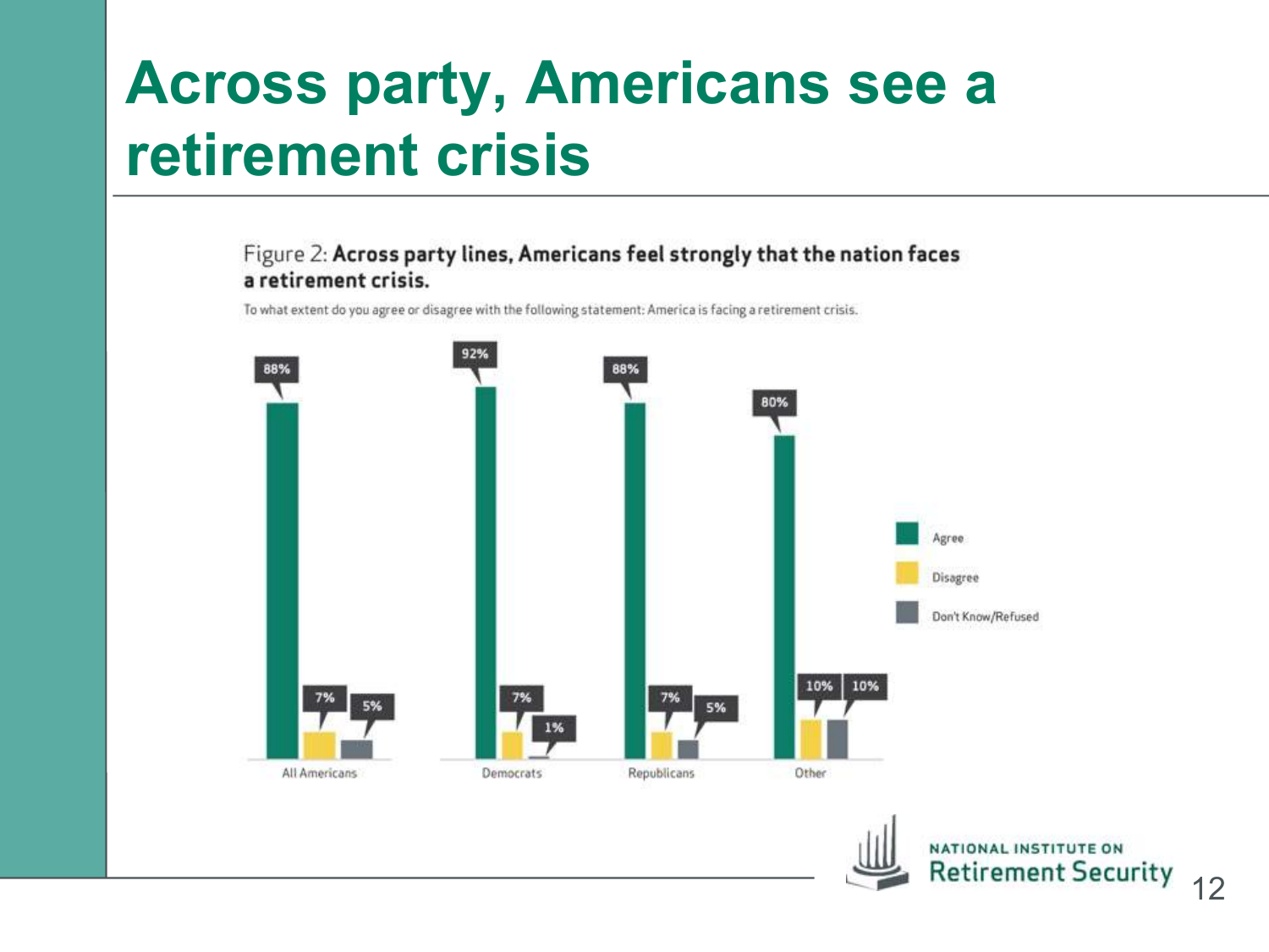# Across party, Americans see a retirement crisis

Figure 2: **Across party lines, Americans feel strongly that the nation faces a retirement crisis.**

To what extent do you agree or disagree with the following statement: America is facing a retirement crisis.

| | Agree | Disagree | Don't Know/Refused |
|---|---|---|---|
| All Americans | 88% | 7% | 5% |
| Democrats | 92% | 7% | 1% |
| Republicans | 88% | 7% | 5% |
| Other | 80% | 10% | 10% |

NATIONAL INSTITUTE ON Retirement Security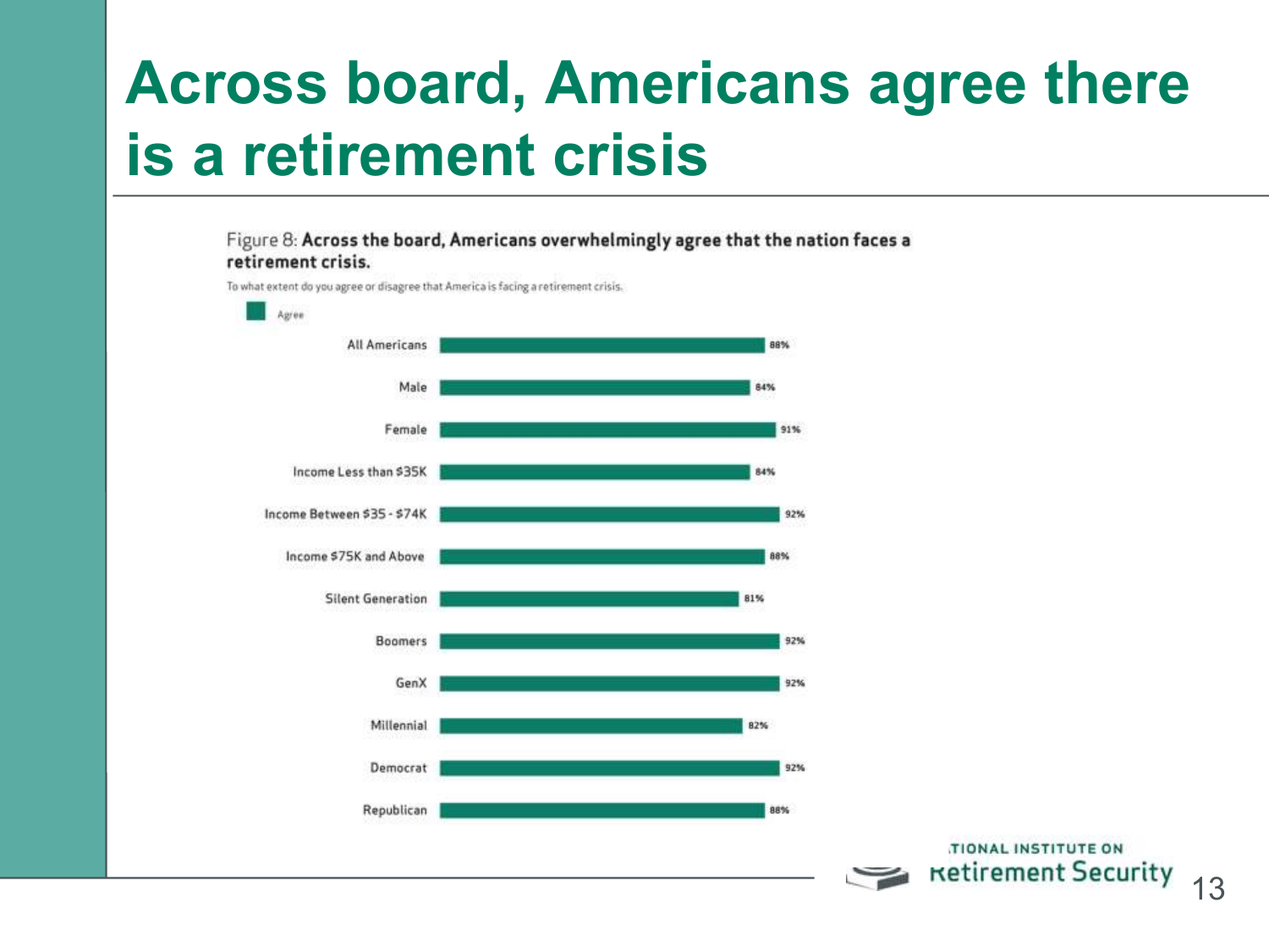# Across board, Americans agree there is a retirement crisis

Figure 8: **Across the board, Americans overwhelmingly agree that the nation faces a retirement crisis.**

To what extent do you agree or disagree that America is facing a retirement crisis.

| Group | Agree |
|---|---|
| All Americans | 88% |
| Male | 84% |
| Female | 91% |
| Income Less than $35K | 84% |
| Income Between $35 - $74K | 92% |
| Income $75K and Above | 88% |
| Silent Generation | 81% |
| Boomers | 92% |
| GenX | 92% |
| Millennial | 82% |
| Democrat | 92% |
| Republican | 88% |

NATIONAL INSTITUTE ON Retirement Security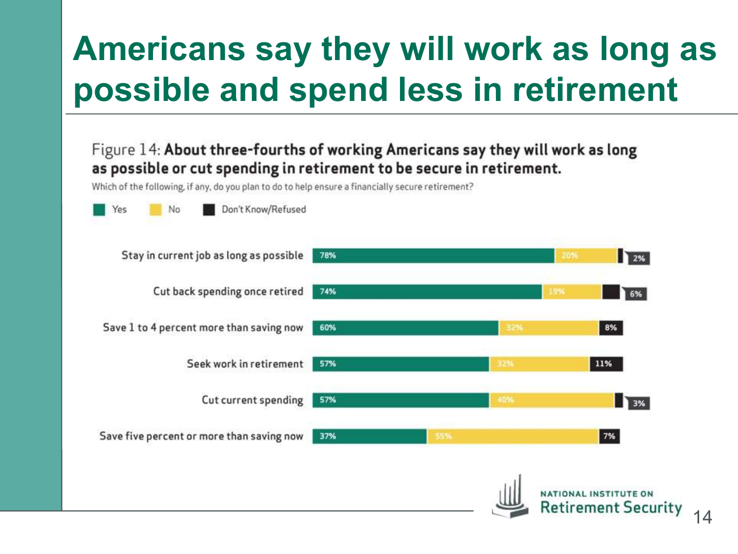# Americans say they will work as long as possible and spend less in retirement

Figure 14: **About three-fourths of working Americans say they will work as long as possible or cut spending in retirement to be secure in retirement.**

Which of the following, if any, do you plan to do to help ensure a financially secure retirement?

| | Yes | No | Don't Know/Refused |
|---|---|---|---|
| Stay in current job as long as possible | 78% | 20% | 2% |
| Cut back spending once retired | 74% | 19% | 6% |
| Save 1 to 4 percent more than saving now | 60% | 32% | 8% |
| Seek work in retirement | 57% | 32% | 11% |
| Cut current spending | 57% | 40% | 3% |
| Save five percent or more than saving now | 37% | 55% | 7% |

NATIONAL INSTITUTE ON Retirement Security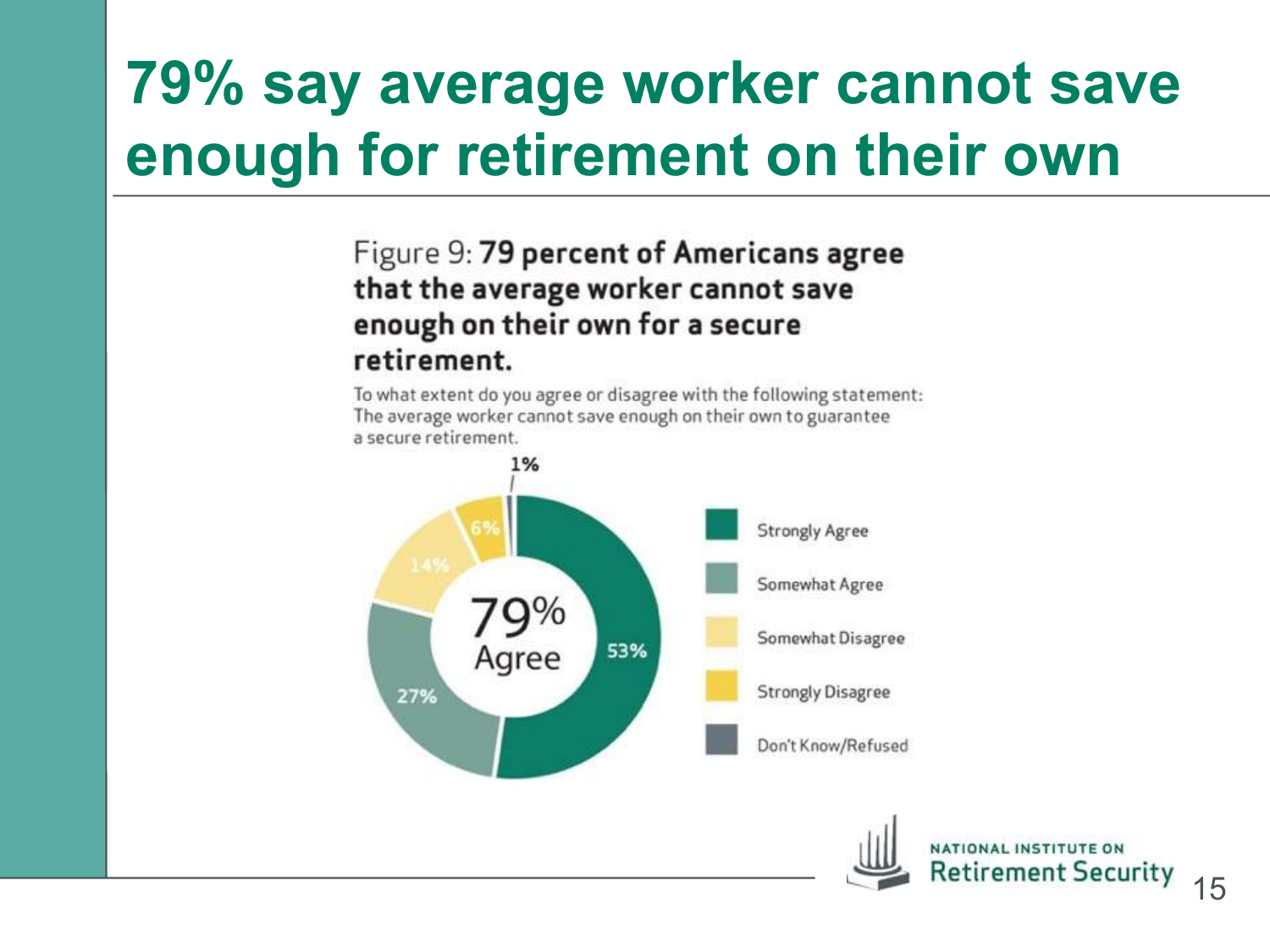# 79% say average worker cannot save enough for retirement on their own

Figure 9: **79 percent of Americans agree that the average worker cannot save enough on their own for a secure retirement.**

To what extent do you agree or disagree with the following statement: The average worker cannot save enough on their own to guarantee a secure retirement.

| Response | Percent |
| --- | --- |
| Strongly Agree | 53% |
| Somewhat Agree | 27% |
| Somewhat Disagree | 14% |
| Strongly Disagree | 6% |
| Don't Know/Refused | 1% |

79% Agree

NATIONAL INSTITUTE ON Retirement Security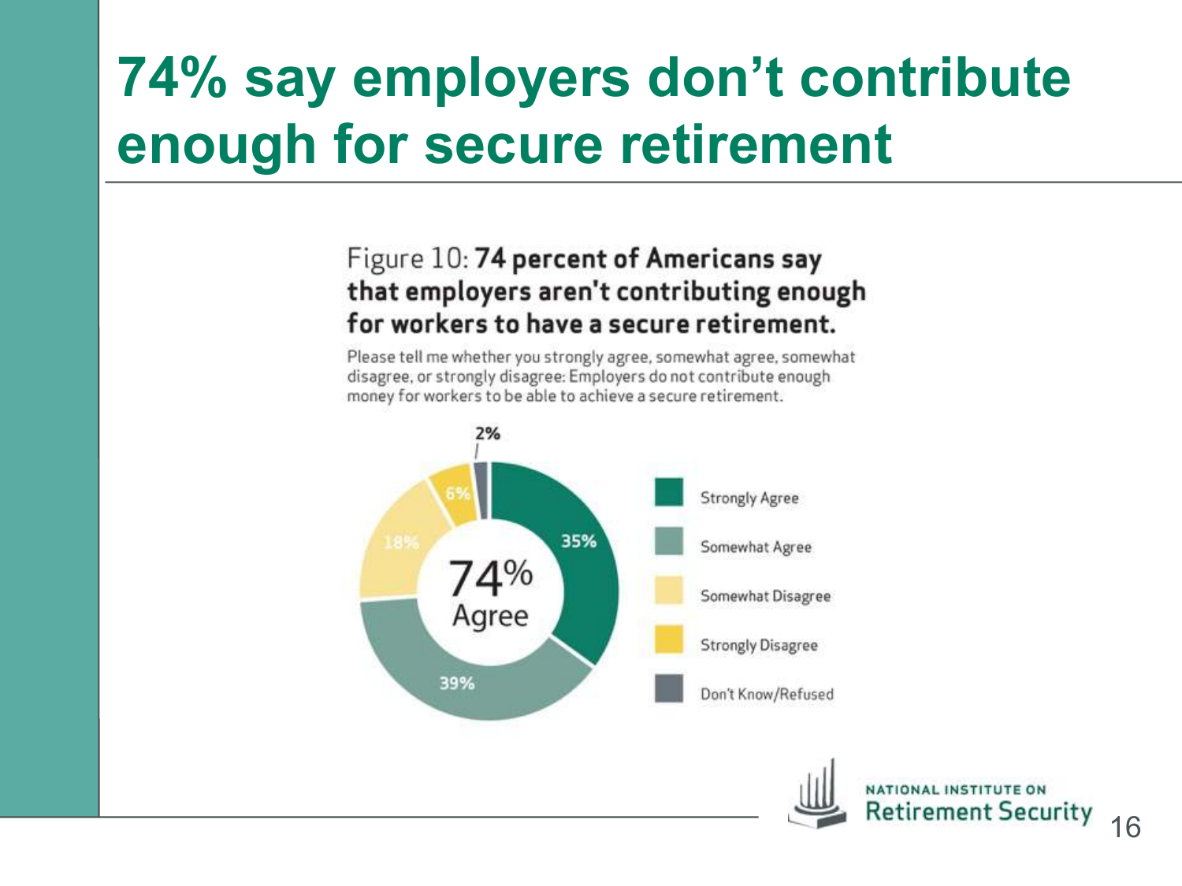# 74% say employers don't contribute enough for secure retirement

Figure 10: **74 percent of Americans say that employers aren't contributing enough for workers to have a secure retirement.**

Please tell me whether you strongly agree, somewhat agree, somewhat disagree, or strongly disagree: Employers do not contribute enough money for workers to be able to achieve a secure retirement.

74% Agree

| Response | Percent |
|---|---|
| Strongly Agree | 35% |
| Somewhat Agree | 39% |
| Somewhat Disagree | 18% |
| Strongly Disagree | 6% |
| Don't Know/Refused | 2% |

NATIONAL INSTITUTE ON Retirement Security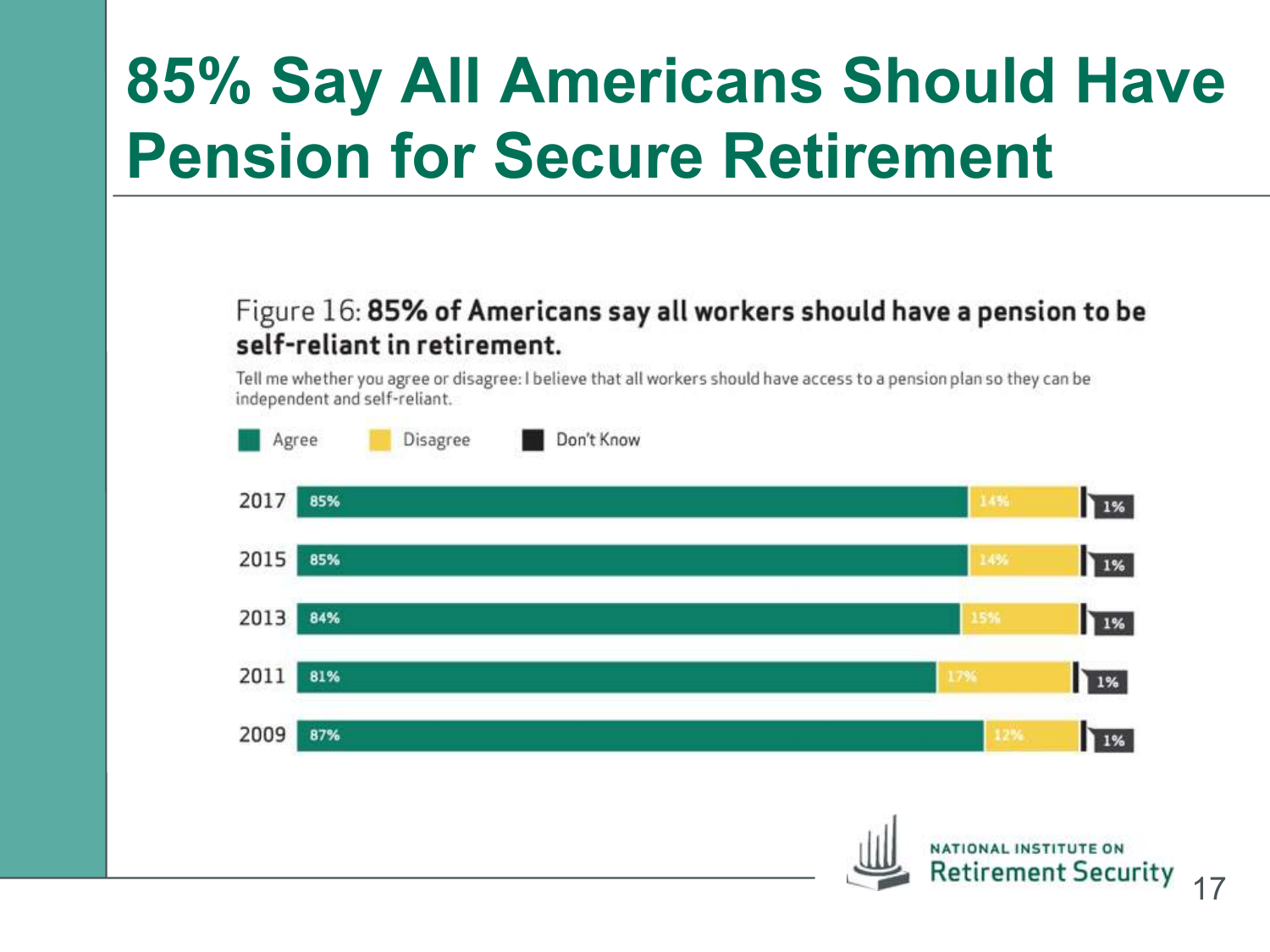# 85% Say All Americans Should Have Pension for Secure Retirement

Figure 16: **85% of Americans say all workers should have a pension to be self-reliant in retirement.**

Tell me whether you agree or disagree: I believe that all workers should have access to a pension plan so they can be independent and self-reliant.

| Year | Agree | Disagree | Don't Know |
| --- | --- | --- | --- |
| 2017 | 85% | 14% | 1% |
| 2015 | 85% | 14% | 1% |
| 2013 | 84% | 15% | 1% |
| 2011 | 81% | 17% | 1% |
| 2009 | 87% | 12% | 1% |

NATIONAL INSTITUTE ON Retirement Security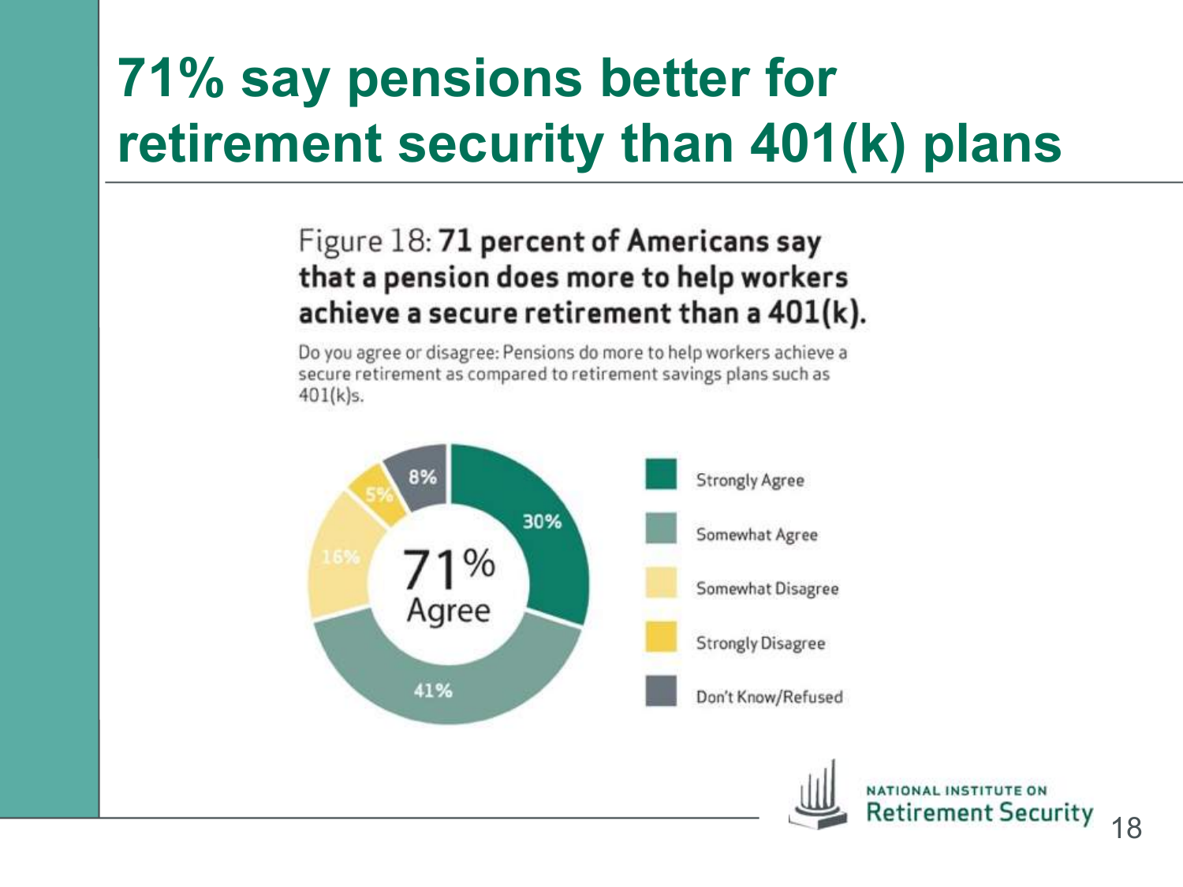# 71% say pensions better for retirement security than 401(k) plans

Figure 18: **71 percent of Americans say that a pension does more to help workers achieve a secure retirement than a 401(k).**

Do you agree or disagree: Pensions do more to help workers achieve a secure retirement as compared to retirement savings plans such as 401(k)s.

71% Agree

| Response | Percent |
|---|---|
| Strongly Agree | 30% |
| Somewhat Agree | 41% |
| Somewhat Disagree | 16% |
| Strongly Disagree | 5% |
| Don't Know/Refused | 8% |

NATIONAL INSTITUTE ON Retirement Security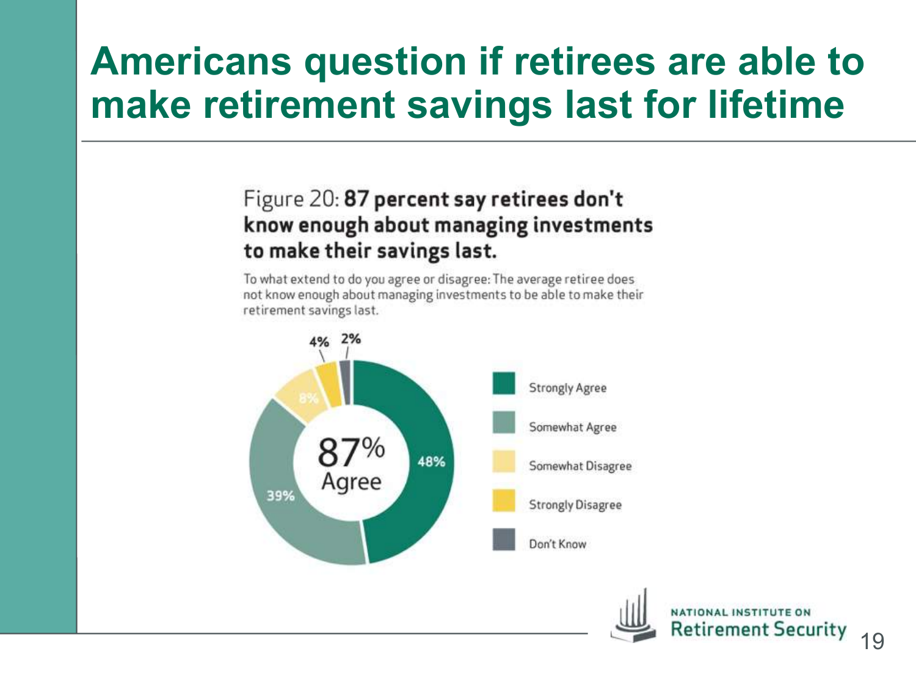# Americans question if retirees are able to make retirement savings last for lifetime

Figure 20: **87 percent say retirees don't know enough about managing investments to make their savings last.**

To what extend to do you agree or disagree: The average retiree does not know enough about managing investments to be able to make their retirement savings last.

| Response | Percent |
| --- | --- |
| Strongly Agree | 48% |
| Somewhat Agree | 39% |
| Somewhat Disagree | 8% |
| Strongly Disagree | 4% |
| Don't Know | 2% |

87% Agree

NATIONAL INSTITUTE ON Retirement Security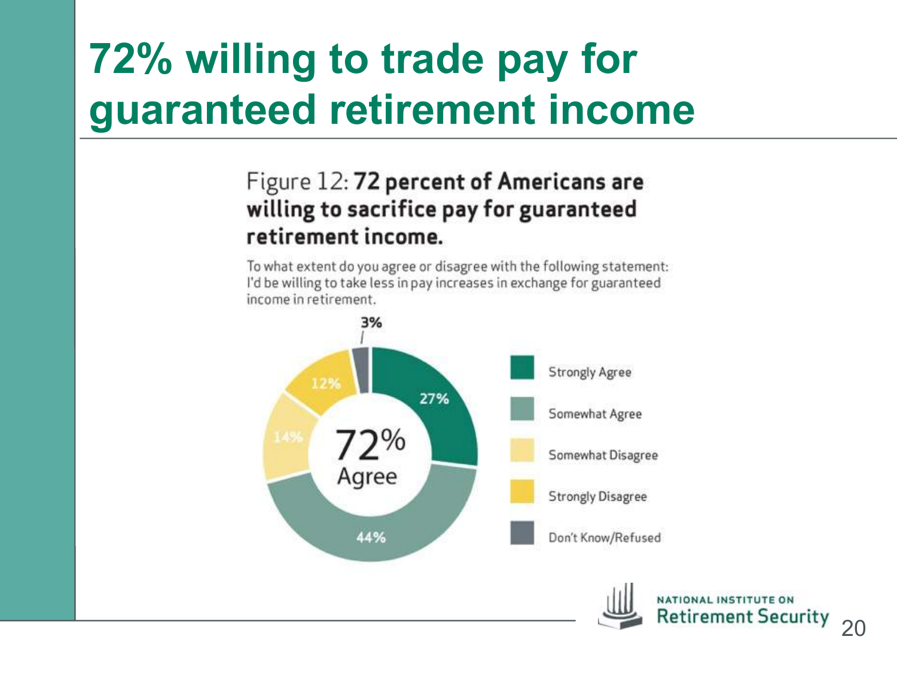# 72% willing to trade pay for guaranteed retirement income

**Figure 12: 72 percent of Americans are willing to sacrifice pay for guaranteed retirement income.**

To what extent do you agree or disagree with the following statement: I'd be willing to take less in pay increases in exchange for guaranteed income in retirement.

72% Agree

| Response | Percent |
| --- | --- |
| Strongly Agree | 27% |
| Somewhat Agree | 44% |
| Somewhat Disagree | 14% |
| Strongly Disagree | 12% |
| Don't Know/Refused | 3% |

NATIONAL INSTITUTE ON Retirement Security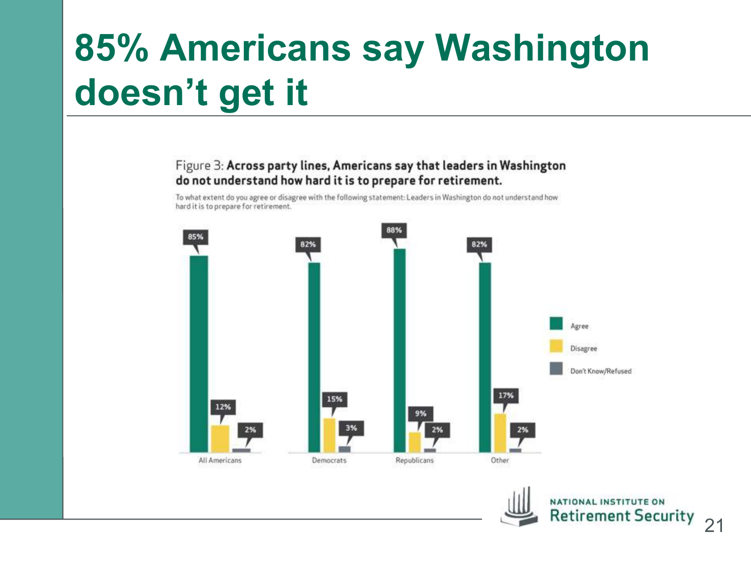# 85% Americans say Washington doesn't get it

Figure 3: **Across party lines, Americans say that leaders in Washington do not understand how hard it is to prepare for retirement.**

To what extent do you agree or disagree with the following statement: Leaders in Washington do not understand how hard it is to prepare for retirement.

| | Agree | Disagree | Don't Know/Refused |
|---|---|---|---|
| All Americans | 85% | 12% | 2% |
| Democrats | 82% | 15% | 3% |
| Republicans | 88% | 9% | 2% |
| Other | 82% | 17% | 2% |

NATIONAL INSTITUTE ON Retirement Security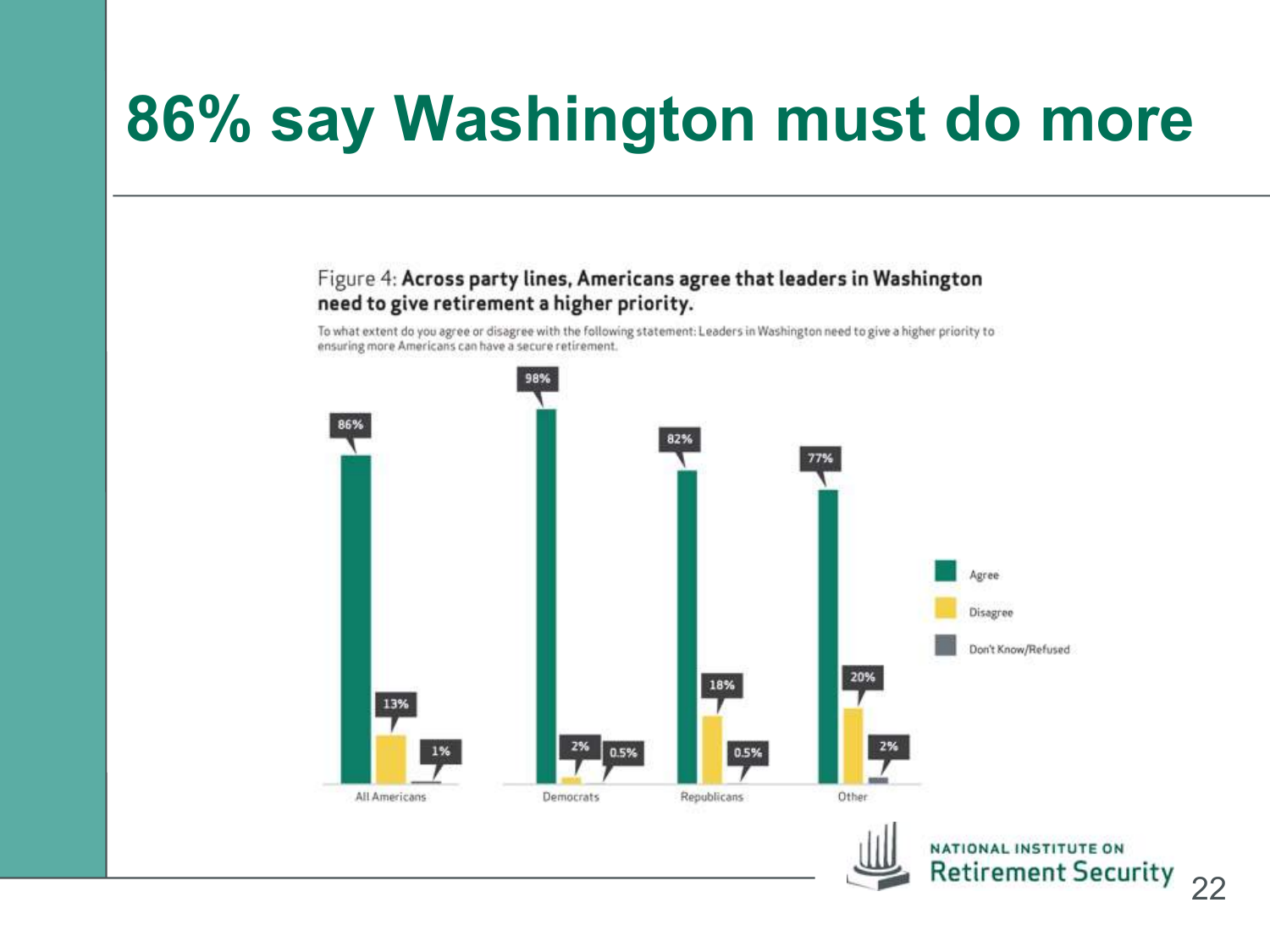# 86% say Washington must do more

Figure 4: **Across party lines, Americans agree that leaders in Washington need to give retirement a higher priority.**

To what extent do you agree or disagree with the following statement: Leaders in Washington need to give a higher priority to ensuring more Americans can have a secure retirement.

| | Agree | Disagree | Don't Know/Refused |
|---|---|---|---|
| All Americans | 86% | 13% | 1% |
| Democrats | 98% | 2% | 0.5% |
| Republicans | 82% | 18% | 0.5% |
| Other | 77% | 20% | 2% |

NATIONAL INSTITUTE ON Retirement Security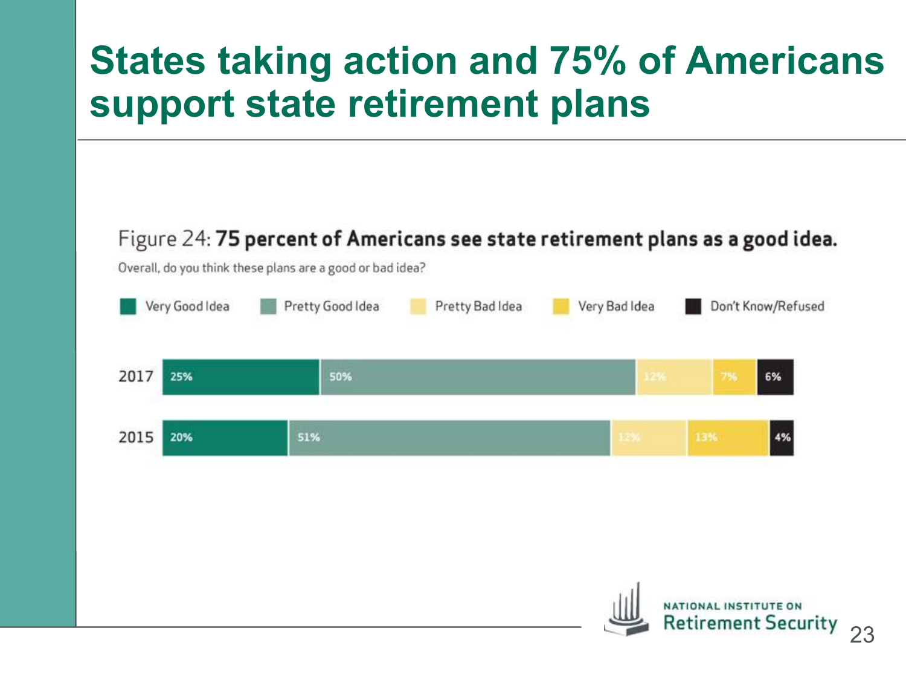# States taking action and 75% of Americans support state retirement plans

Figure 24: **75 percent of Americans see state retirement plans as a good idea.**

Overall, do you think these plans are a good or bad idea?

| Year | Very Good Idea | Pretty Good Idea | Pretty Bad Idea | Very Bad Idea | Don't Know/Refused |
|---|---|---|---|---|---|
| 2017 | 25% | 50% | 12% | 7% | 6% |
| 2015 | 20% | 51% | 12% | 13% | 4% |

NATIONAL INSTITUTE ON Retirement Security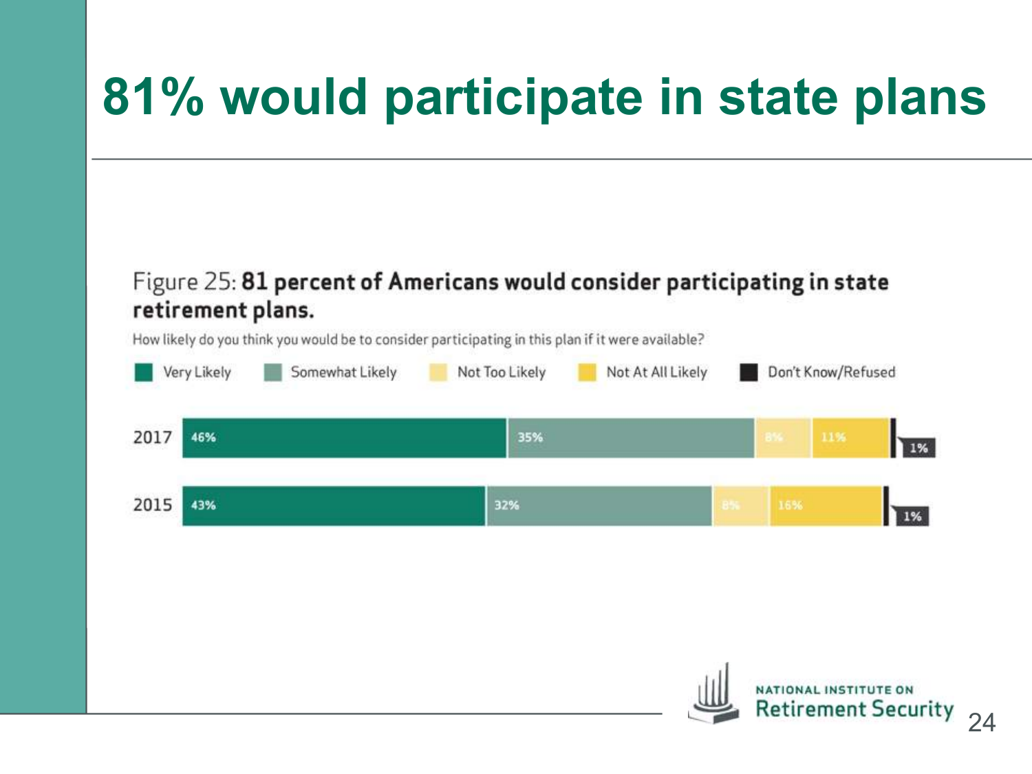# 81% would participate in state plans

Figure 25: **81 percent of Americans would consider participating in state retirement plans.**

How likely do you think you would be to consider participating in this plan if it were available?

| Year | Very Likely | Somewhat Likely | Not Too Likely | Not At All Likely | Don't Know/Refused |
|---|---|---|---|---|---|
| 2017 | 46% | 35% | 8% | 11% | 1% |
| 2015 | 43% | 32% | 8% | 16% | 1% |

NATIONAL INSTITUTE ON Retirement Security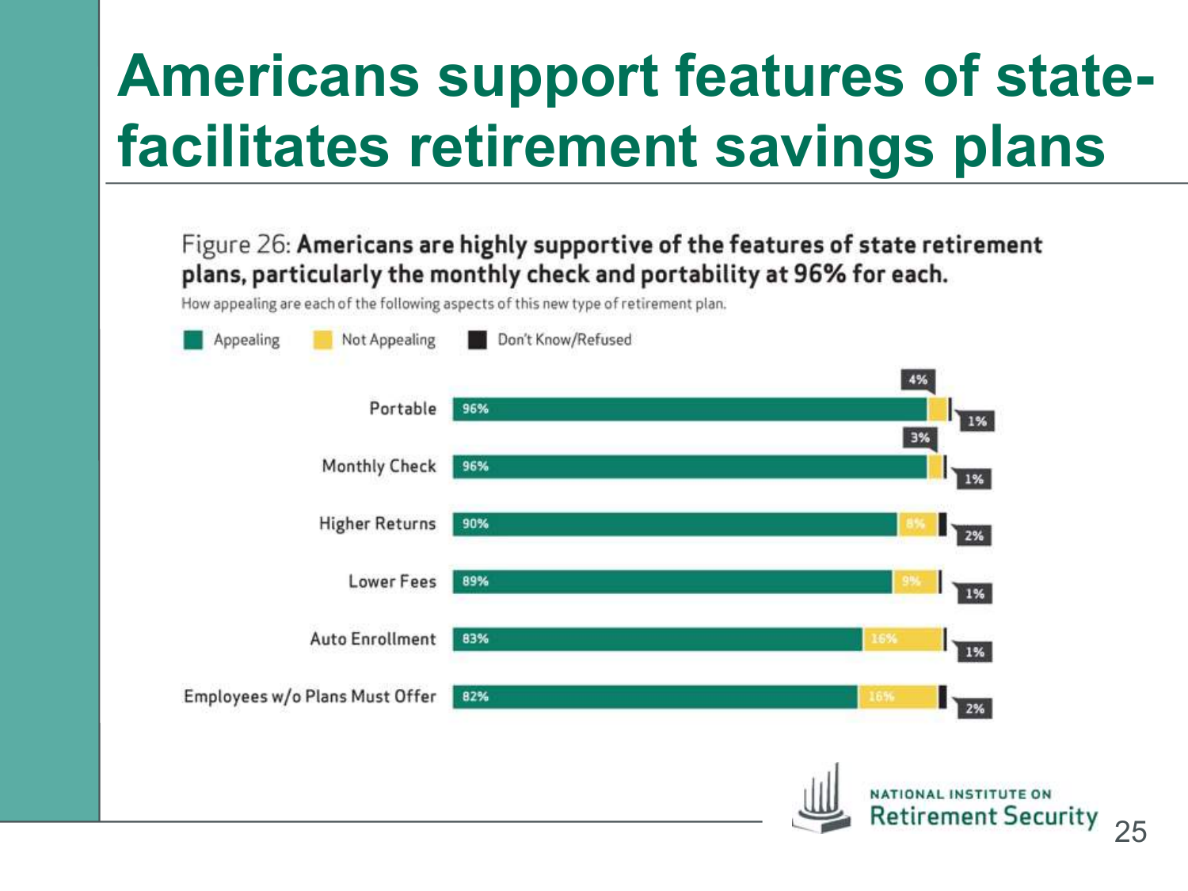# Americans support features of state-facilitates retirement savings plans

**Figure 26: Americans are highly supportive of the features of state retirement plans, particularly the monthly check and portability at 96% for each.**

How appealing are each of the following aspects of this new type of retirement plan.

| | Appealing | Not Appealing | Don't Know/Refused |
|---|---|---|---|
| Portable | 96% | 4% | 1% |
| Monthly Check | 96% | 3% | 1% |
| Higher Returns | 90% | 8% | 2% |
| Lower Fees | 89% | 9% | 1% |
| Auto Enrollment | 83% | 16% | 1% |
| Employees w/o Plans Must Offer | 82% | 16% | 2% |

NATIONAL INSTITUTE ON Retirement Security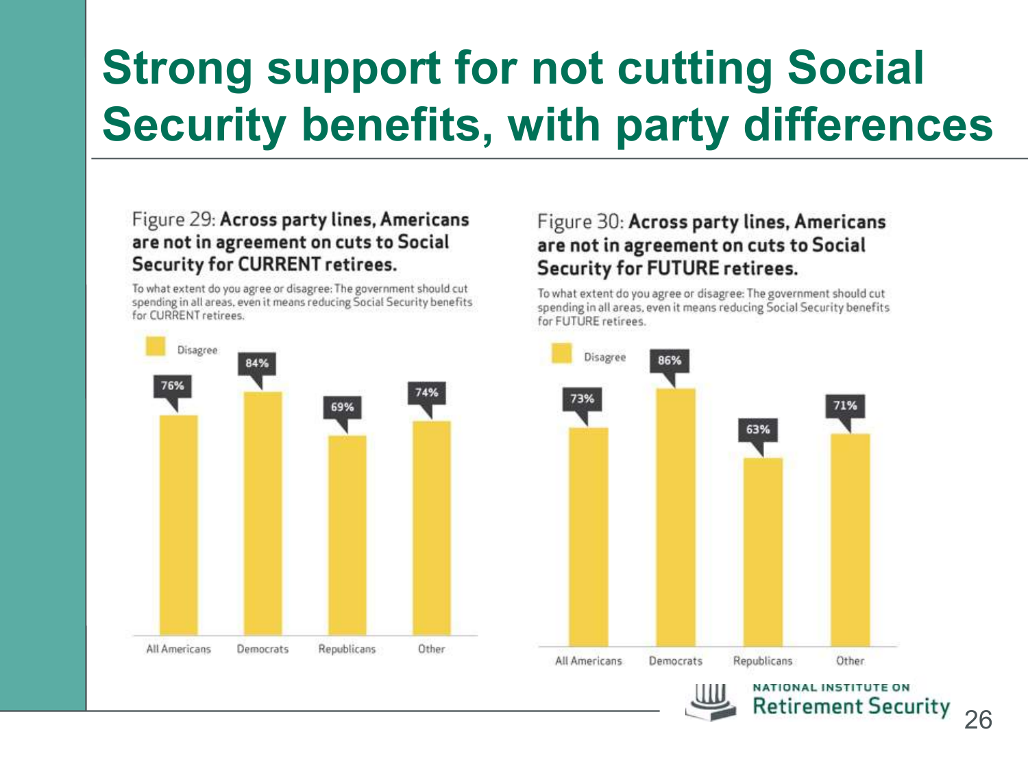# Strong support for not cutting Social Security benefits, with party differences

### Figure 29: Across party lines, Americans are not in agreement on cuts to Social Security for CURRENT retirees.

To what extent do you agree or disagree: The government should cut spending in all areas, even it means reducing Social Security benefits for CURRENT retirees.

| | Disagree |
|---|---|
| All Americans | 76% |
| Democrats | 84% |
| Republicans | 69% |
| Other | 74% |

### Figure 30: Across party lines, Americans are not in agreement on cuts to Social Security for FUTURE retirees.

To what extent do you agree or disagree: The government should cut spending in all areas, even it means reducing Social Security benefits for FUTURE retirees.

| | Disagree |
|---|---|
| All Americans | 73% |
| Democrats | 86% |
| Republicans | 63% |
| Other | 71% |

NATIONAL INSTITUTE ON Retirement Security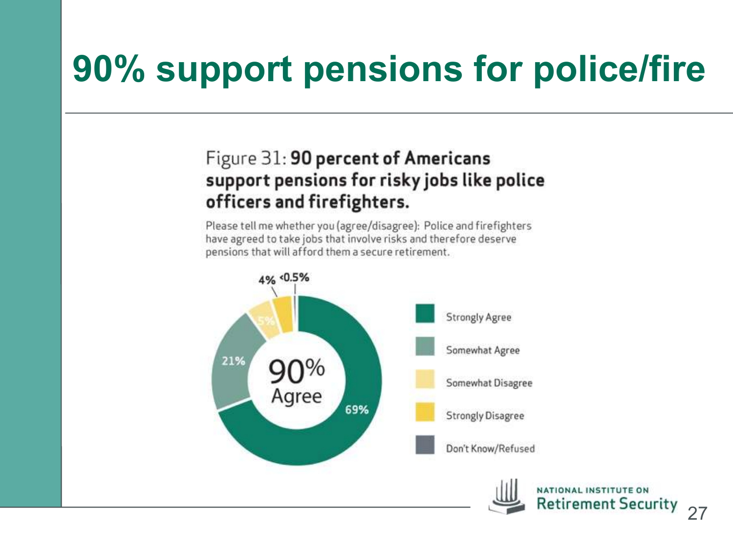# 90% support pensions for police/fire

Figure 31: **90 percent of Americans support pensions for risky jobs like police officers and firefighters.**

Please tell me whether you (agree/disagree): Police and firefighters have agreed to take jobs that involve risks and therefore deserve pensions that will afford them a secure retirement.

| Response | Percent |
|---|---|
| Strongly Agree | 69% |
| Somewhat Agree | 21% |
| Somewhat Disagree | 5% |
| Strongly Disagree | 4% |
| Don't Know/Refused | <0.5% |

90% Agree

NATIONAL INSTITUTE ON Retirement Security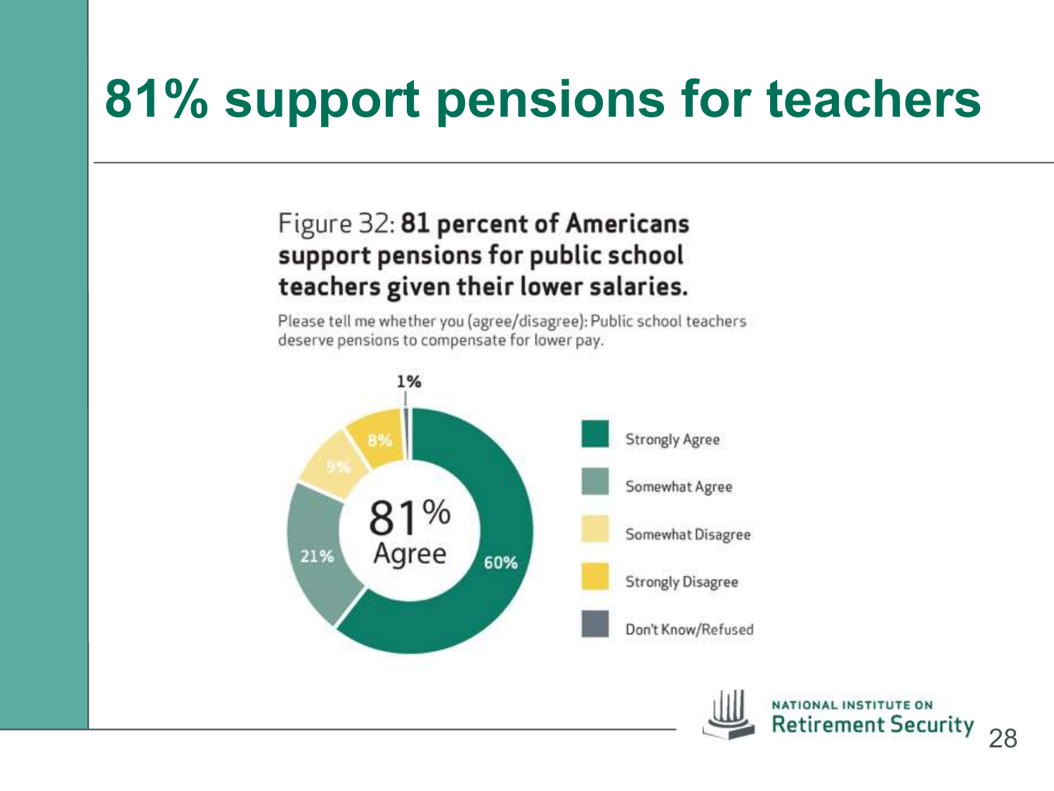# 81% support pensions for teachers

**Figure 32: 81 percent of Americans support pensions for public school teachers given their lower salaries.**

Please tell me whether you (agree/disagree): Public school teachers deserve pensions to compensate for lower pay.

| Response | Percent |
| --- | --- |
| Strongly Agree | 60% |
| Somewhat Agree | 21% |
| Somewhat Disagree | 9% |
| Strongly Disagree | 8% |
| Don't Know/Refused | 1% |

81% Agree

NATIONAL INSTITUTE ON Retirement Security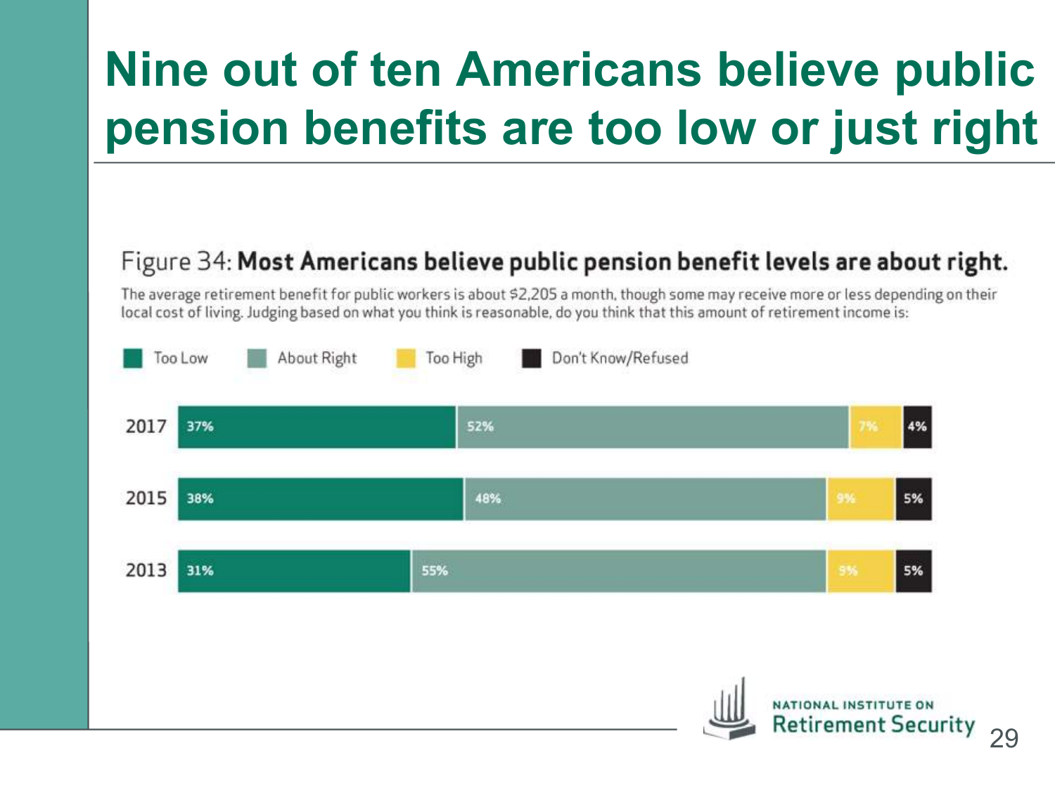# Nine out of ten Americans believe public pension benefits are too low or just right

Figure 34: **Most Americans believe public pension benefit levels are about right.**

The average retirement benefit for public workers is about $2,205 a month, though some may receive more or less depending on their local cost of living. Judging based on what you think is reasonable, do you think that this amount of retirement income is:

| Year | Too Low | About Right | Too High | Don't Know/Refused |
|---|---|---|---|---|
| 2017 | 37% | 52% | 7% | 4% |
| 2015 | 38% | 48% | 9% | 5% |
| 2013 | 31% | 55% | 9% | 5% |

NATIONAL INSTITUTE ON Retirement Security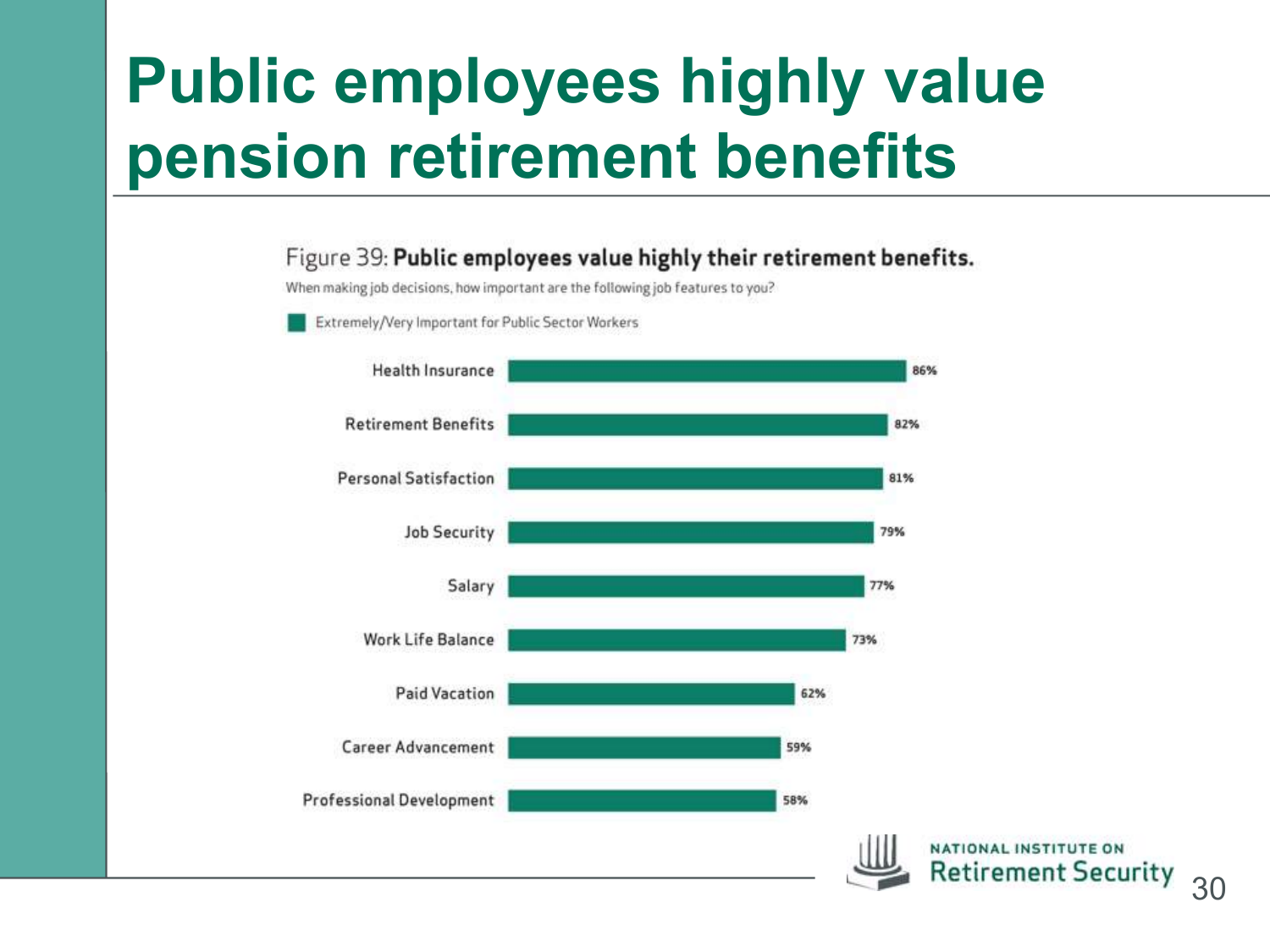# Public employees highly value pension retirement benefits

Figure 39: **Public employees value highly their retirement benefits.**

When making job decisions, how important are the following job features to you?

Extremely/Very Important for Public Sector Workers

| Job Feature | Extremely/Very Important for Public Sector Workers |
| --- | --- |
| Health Insurance | 86% |
| Retirement Benefits | 82% |
| Personal Satisfaction | 81% |
| Job Security | 79% |
| Salary | 77% |
| Work Life Balance | 73% |
| Paid Vacation | 62% |
| Career Advancement | 59% |
| Professional Development | 58% |

NATIONAL INSTITUTE ON Retirement Security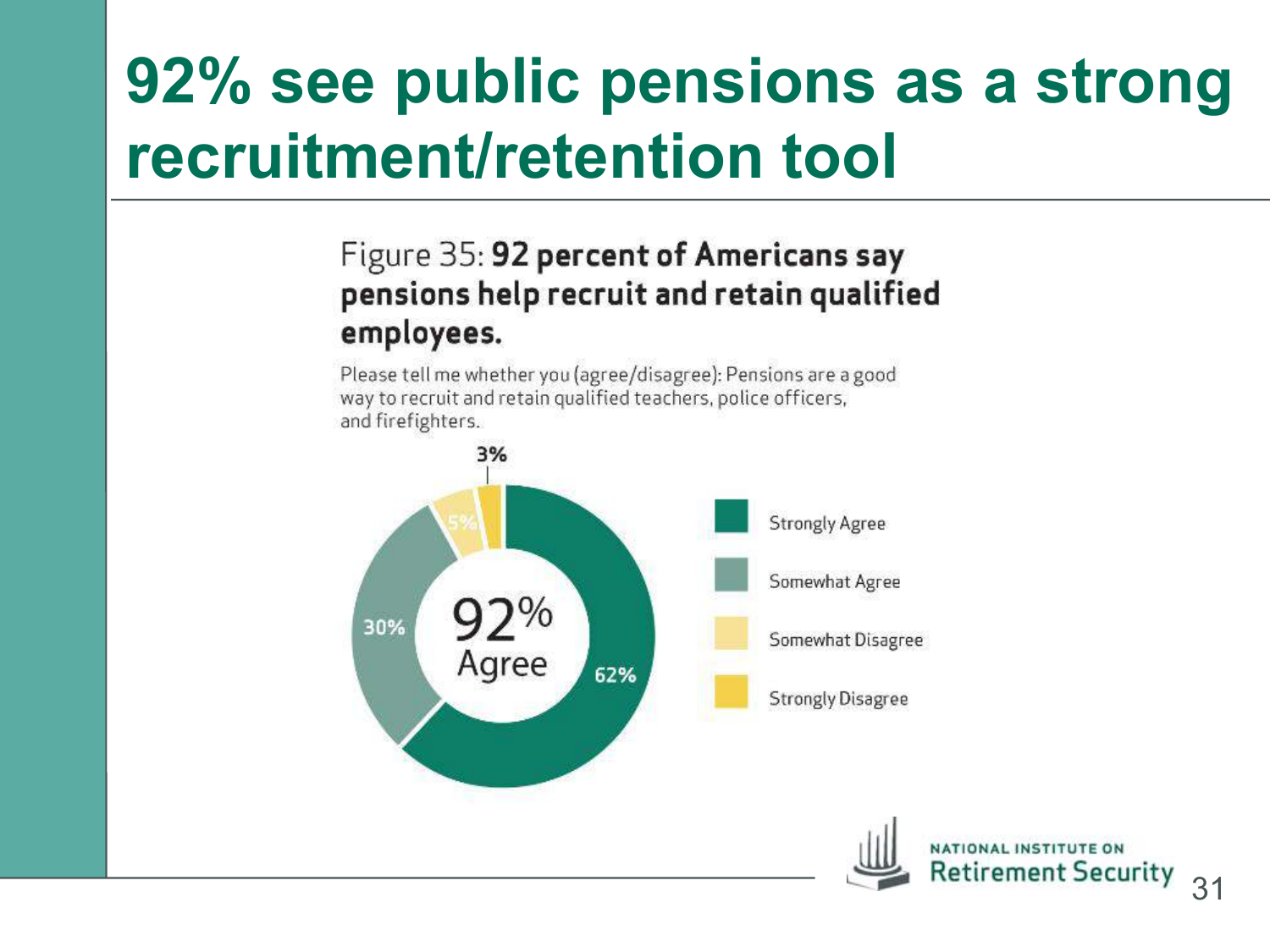# 92% see public pensions as a strong recruitment/retention tool

Figure 35: **92 percent of Americans say pensions help recruit and retain qualified employees.**

Please tell me whether you (agree/disagree): Pensions are a good way to recruit and retain qualified teachers, police officers, and firefighters.

| Response | Percent |
| --- | --- |
| Strongly Agree | 62% |
| Somewhat Agree | 30% |
| Somewhat Disagree | 5% |
| Strongly Disagree | 3% |

92% Agree

NATIONAL INSTITUTE ON Retirement Security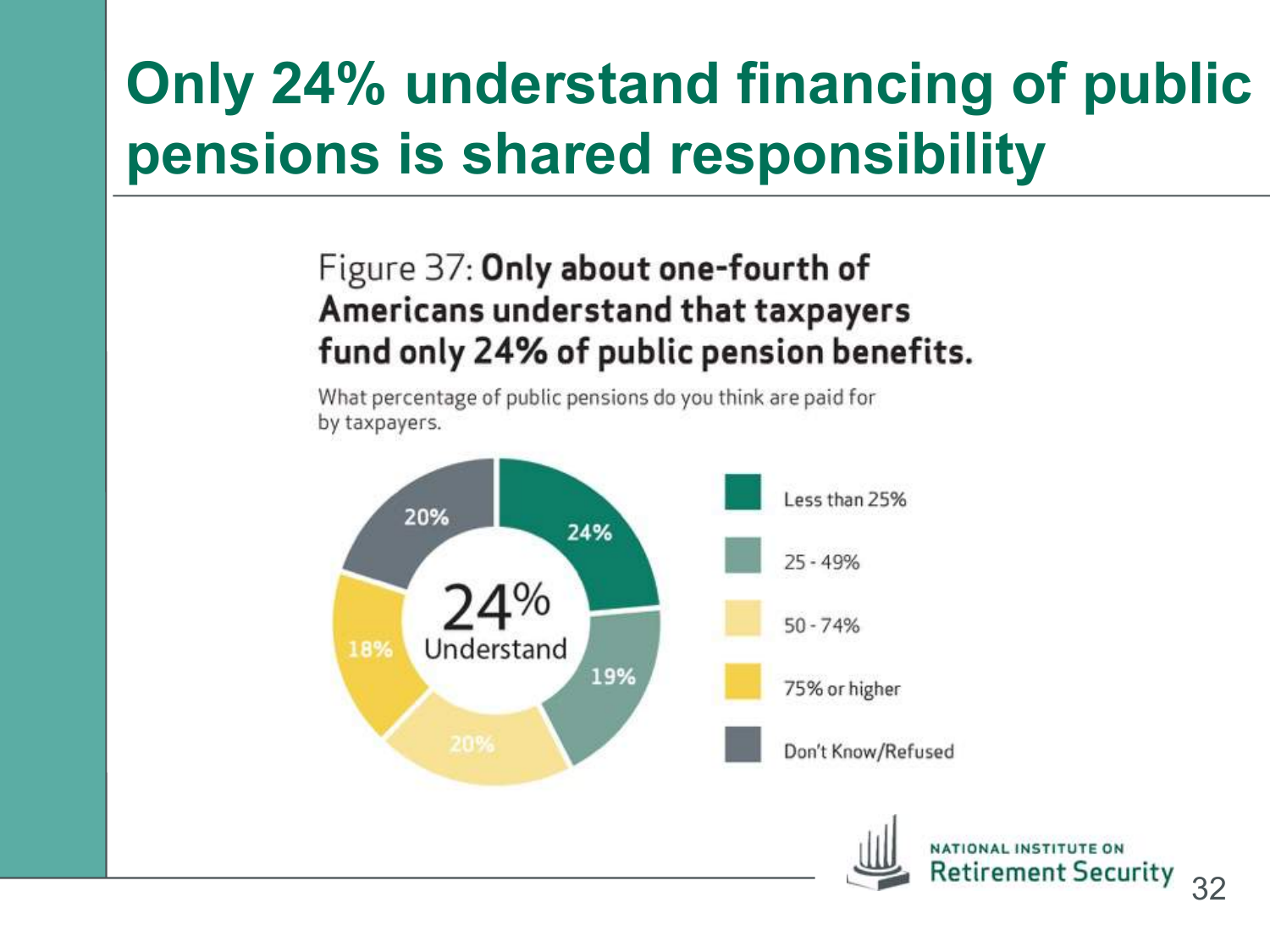# Only 24% understand financing of public pensions is shared responsibility

Figure 37: **Only about one-fourth of Americans understand that taxpayers fund only 24% of public pension benefits.**

What percentage of public pensions do you think are paid for by taxpayers.

24% Understand

| Response | Percentage |
|---|---|
| Less than 25% | 24% |
| 25 - 49% | 19% |
| 50 - 74% | 20% |
| 75% or higher | 18% |
| Don't Know/Refused | 20% |

NATIONAL INSTITUTE ON Retirement Security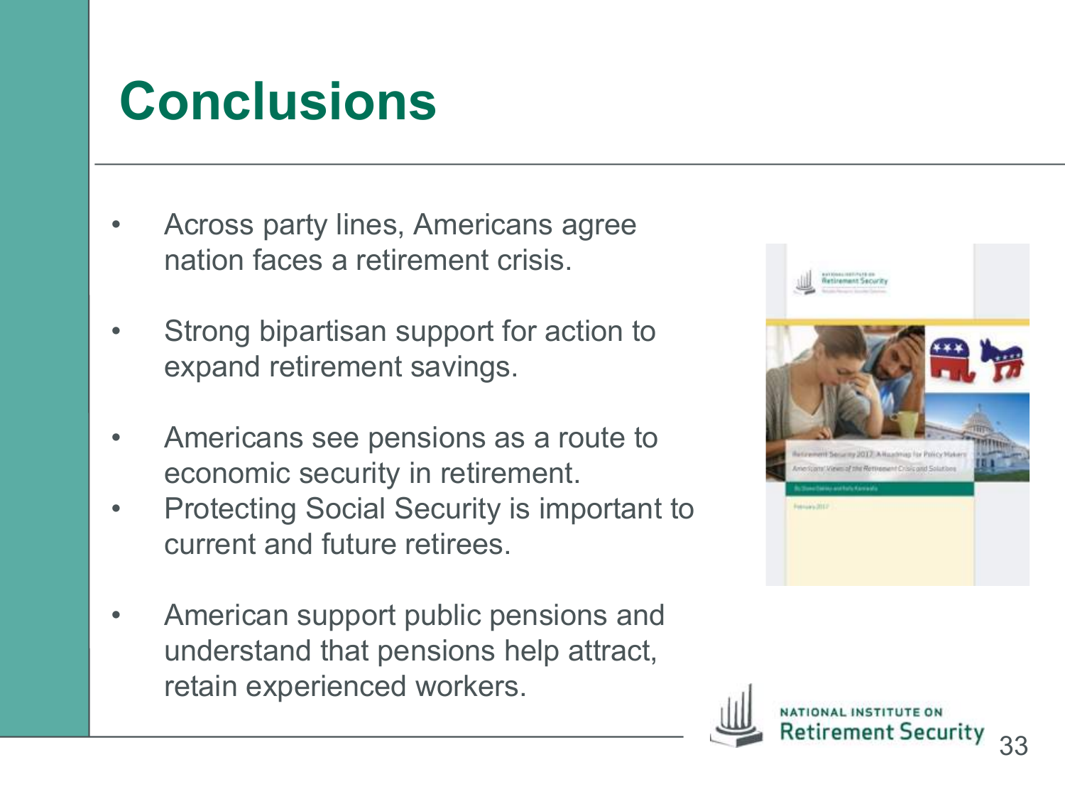# Conclusions

- Across party lines, Americans agree nation faces a retirement crisis.
- Strong bipartisan support for action to expand retirement savings.
- Americans see pensions as a route to economic security in retirement.
- Protecting Social Security is important to current and future retirees.
- American support public pensions and understand that pensions help attract, retain experienced workers.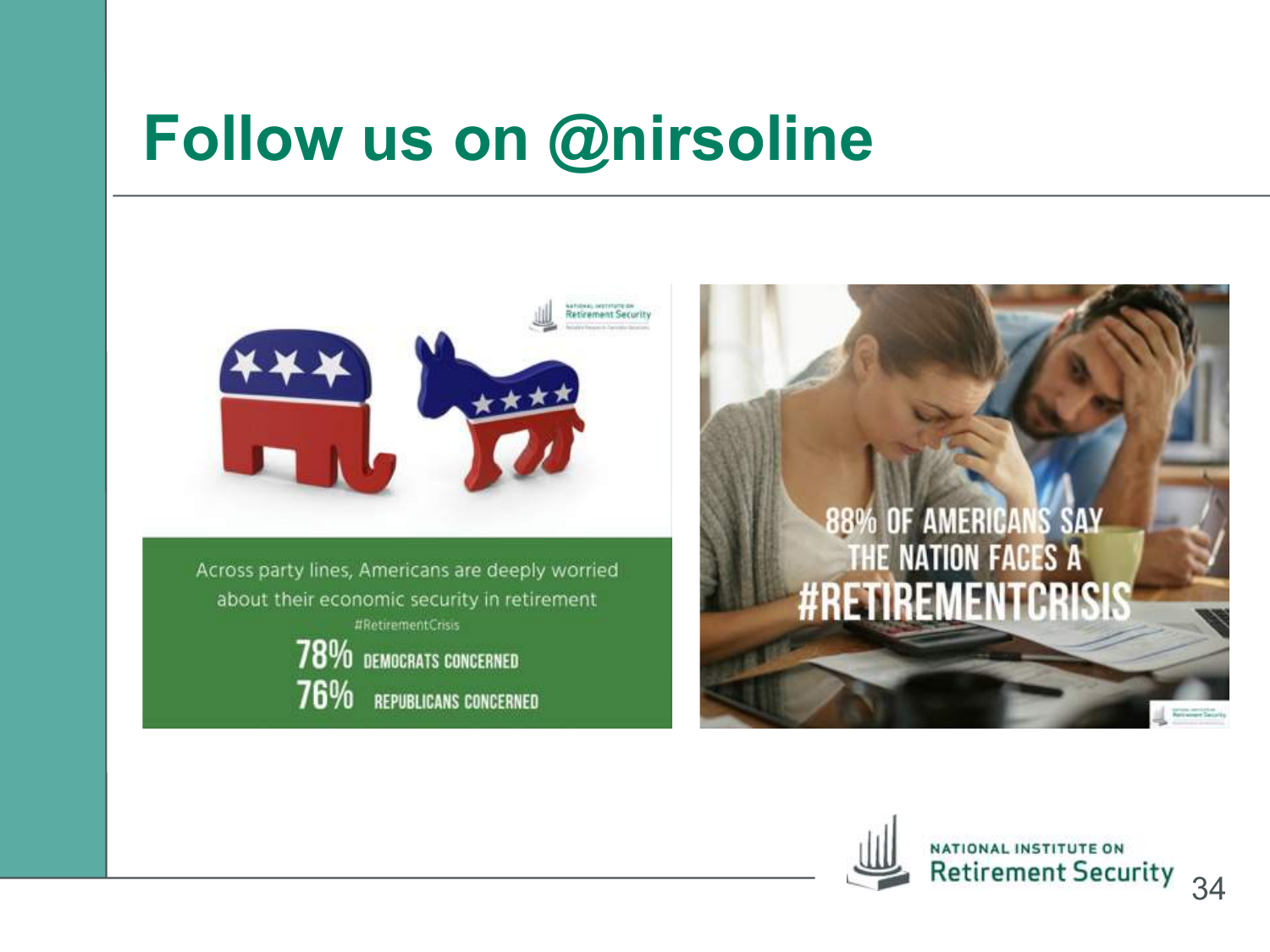# Follow us on @nirsoline

Across party lines, Americans are deeply worried about their economic security in retirement

#RetirementCrisis

**78%** DEMOCRATS CONCERNED

**76%** REPUBLICANS CONCERNED

88% OF AMERICANS SAY THE NATION FACES A #RETIREMENTCRISIS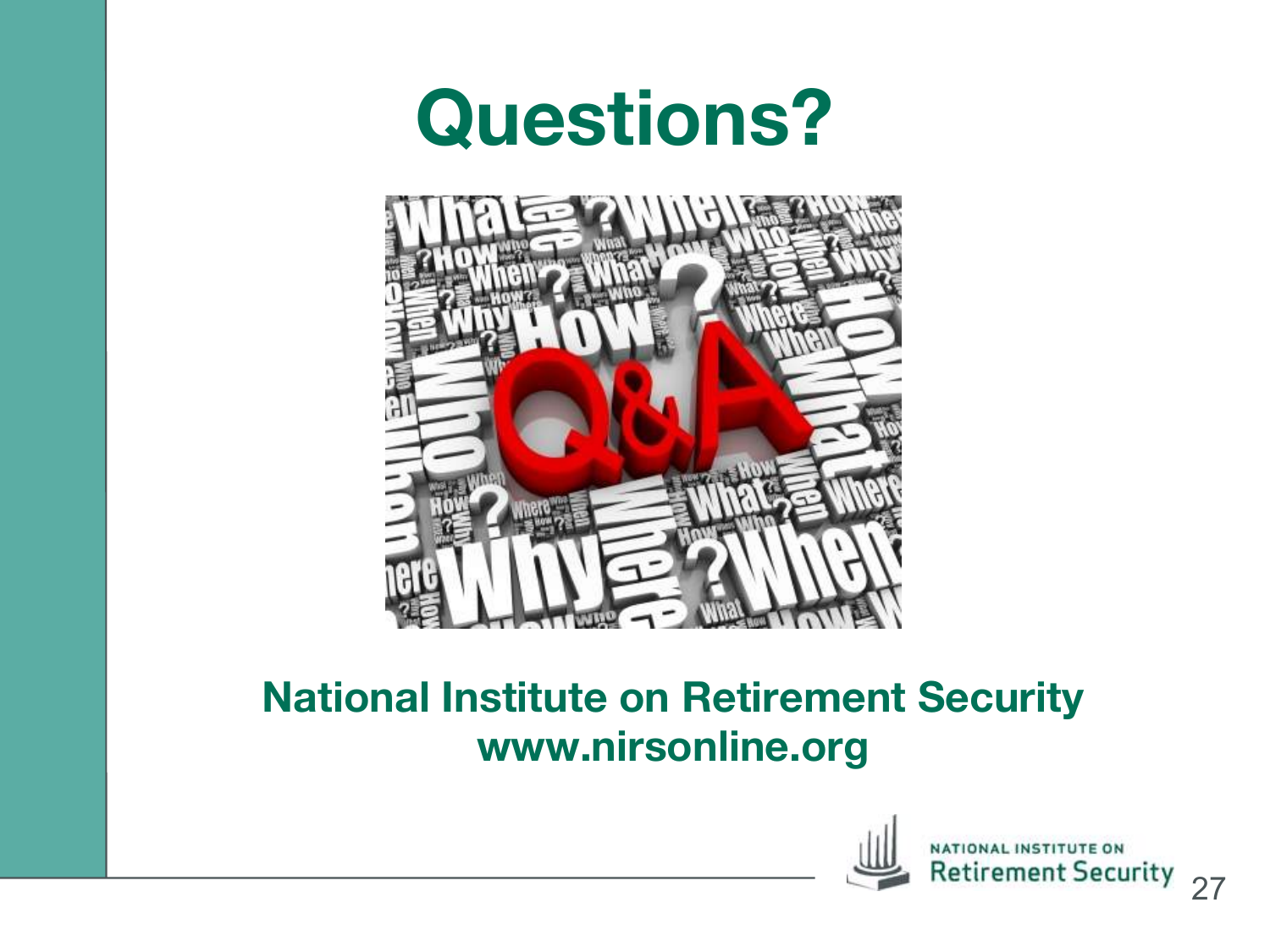# Questions?

**National Institute on Retirement Security**
**www.nirsonline.org**